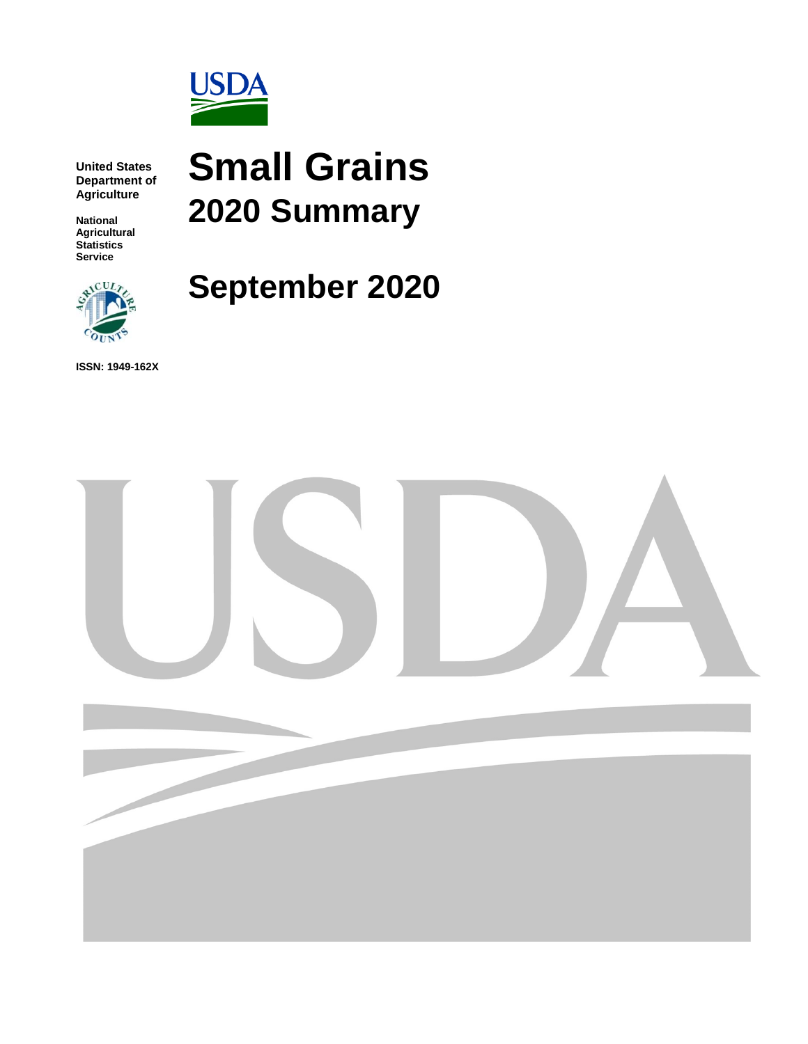United States Department of Agriculture

National Agricultural Statistics Service

# Small Grains
## 2020 Summary

## September 2020

ISSN: 1949-162X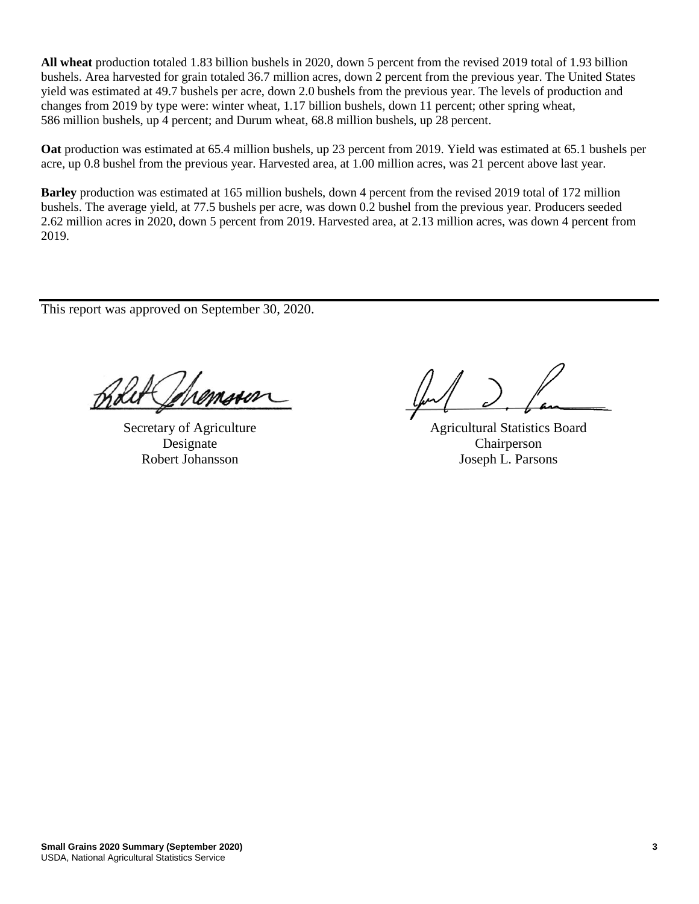**All wheat** production totaled 1.83 billion bushels in 2020, down 5 percent from the revised 2019 total of 1.93 billion bushels. Area harvested for grain totaled 36.7 million acres, down 2 percent from the previous year. The United States yield was estimated at 49.7 bushels per acre, down 2.0 bushels from the previous year. The levels of production and changes from 2019 by type were: winter wheat, 1.17 billion bushels, down 11 percent; other spring wheat, 586 million bushels, up 4 percent; and Durum wheat, 68.8 million bushels, up 28 percent.

**Oat** production was estimated at 65.4 million bushels, up 23 percent from 2019. Yield was estimated at 65.1 bushels per acre, up 0.8 bushel from the previous year. Harvested area, at 1.00 million acres, was 21 percent above last year.

**Barley** production was estimated at 165 million bushels, down 4 percent from the revised 2019 total of 172 million bushels. The average yield, at 77.5 bushels per acre, was down 0.2 bushel from the previous year. Producers seeded 2.62 million acres in 2020, down 5 percent from 2019. Harvested area, at 2.13 million acres, was down 4 percent from 2019.

---

This report was approved on September 30, 2020.

| | |
|---|---|
| Secretary of Agriculture Designate | Agricultural Statistics Board Chairperson |
| Robert Johansson | Joseph L. Parsons |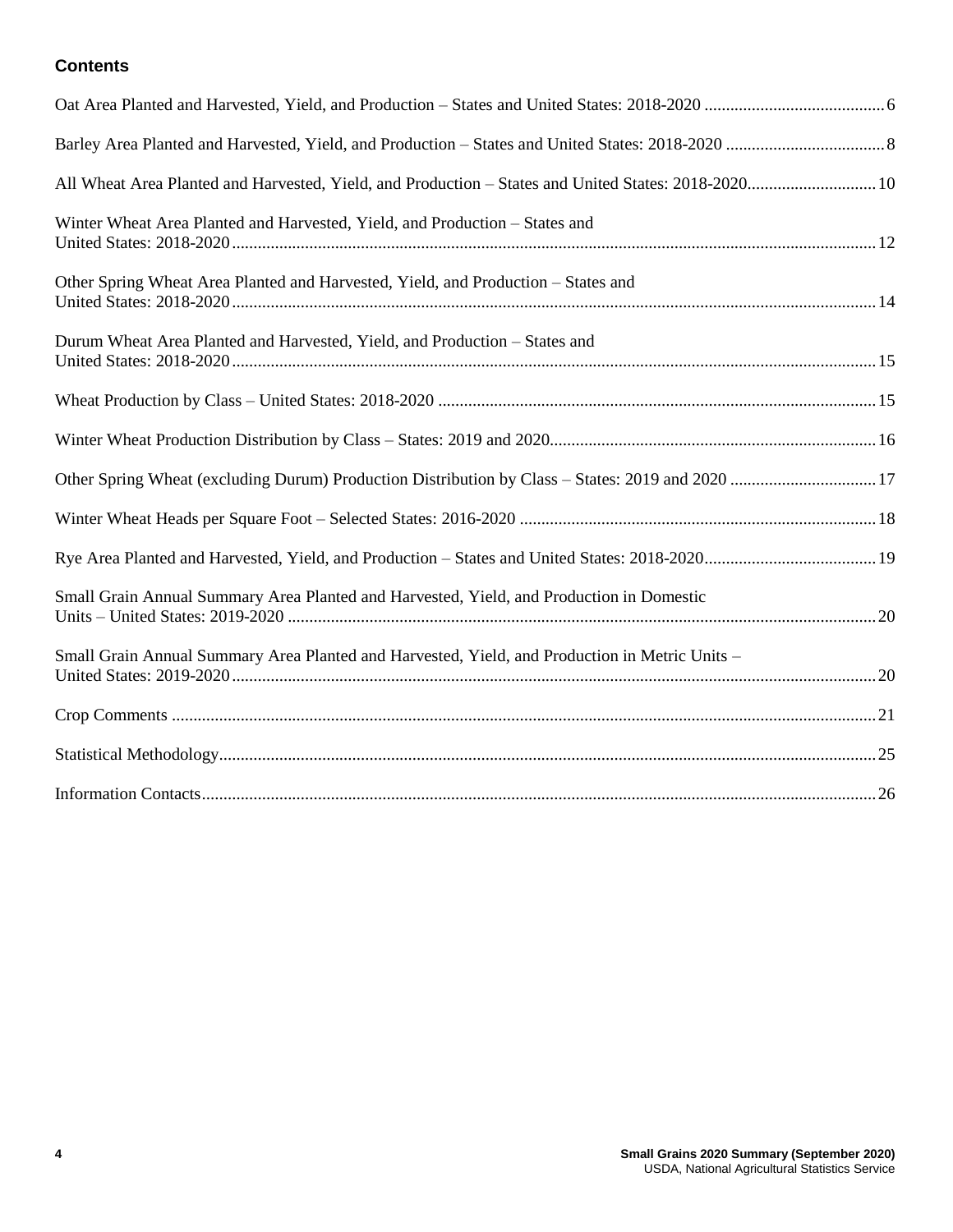## Contents

Oat Area Planted and Harvested, Yield, and Production – States and United States: 2018-2020 .......................................... 6

Barley Area Planted and Harvested, Yield, and Production – States and United States: 2018-2020 ..................................... 8

All Wheat Area Planted and Harvested, Yield, and Production – States and United States: 2018-2020.............................. 10

Winter Wheat Area Planted and Harvested, Yield, and Production – States and United States: 2018-2020 .................................................................................................................................................... 12

Other Spring Wheat Area Planted and Harvested, Yield, and Production – States and United States: 2018-2020 .................................................................................................................................................... 14

Durum Wheat Area Planted and Harvested, Yield, and Production – States and United States: 2018-2020 .................................................................................................................................................... 15

Wheat Production by Class – United States: 2018-2020 ..................................................................................................... 15

Winter Wheat Production Distribution by Class – States: 2019 and 2020............................................................................ 16

Other Spring Wheat (excluding Durum) Production Distribution by Class – States: 2019 and 2020 .................................. 17

Winter Wheat Heads per Square Foot – Selected States: 2016-2020 ................................................................................... 18

Rye Area Planted and Harvested, Yield, and Production – States and United States: 2018-2020........................................ 19

Small Grain Annual Summary Area Planted and Harvested, Yield, and Production in Domestic Units – United States: 2019-2020 ......................................................................................................................................... 20

Small Grain Annual Summary Area Planted and Harvested, Yield, and Production in Metric Units – United States: 2019-2020 .................................................................................................................................................... 20

Crop Comments .................................................................................................................................................................. 21

Statistical Methodology........................................................................................................................................................ 25

Information Contacts............................................................................................................................................................ 26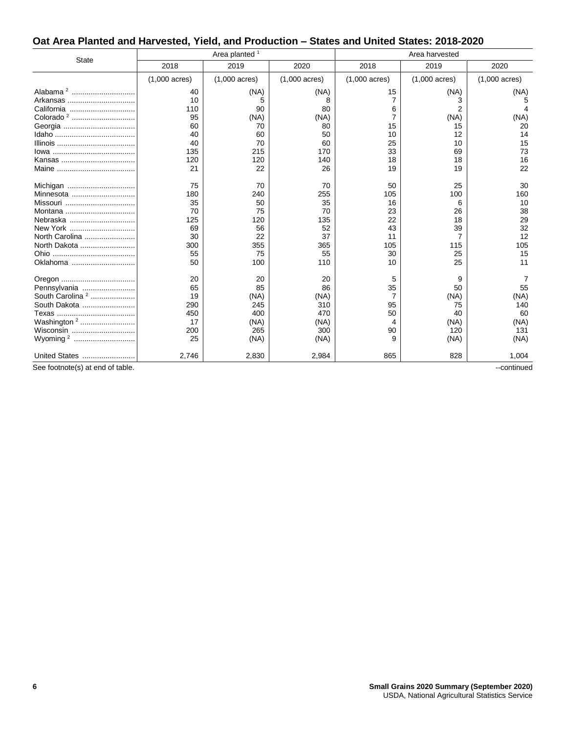## Oat Area Planted and Harvested, Yield, and Production – States and United States: 2018-2020

| State | Area planted [1] | | | Area harvested | | |
|---|---|---|---|---|---|---|
| | 2018 | 2019 | 2020 | 2018 | 2019 | 2020 |
| | (1,000 acres) | (1,000 acres) | (1,000 acres) | (1,000 acres) | (1,000 acres) | (1,000 acres) |
| Alabama [2] | 40 | (NA) | (NA) | 15 | (NA) | (NA) |
| Arkansas | 10 | 5 | 8 | 7 | 3 | 5 |
| California | 110 | 90 | 80 | 6 | 2 | 4 |
| Colorado [2] | 95 | (NA) | (NA) | 7 | (NA) | (NA) |
| Georgia | 60 | 70 | 80 | 15 | 15 | 20 |
| Idaho | 40 | 60 | 50 | 10 | 12 | 14 |
| Illinois | 40 | 70 | 60 | 25 | 10 | 15 |
| Iowa | 135 | 215 | 170 | 33 | 69 | 73 |
| Kansas | 120 | 120 | 140 | 18 | 18 | 16 |
| Maine | 21 | 22 | 26 | 19 | 19 | 22 |
| Michigan | 75 | 70 | 70 | 50 | 25 | 30 |
| Minnesota | 180 | 240 | 255 | 105 | 100 | 160 |
| Missouri | 35 | 50 | 35 | 16 | 6 | 10 |
| Montana | 70 | 75 | 70 | 23 | 26 | 38 |
| Nebraska | 125 | 120 | 135 | 22 | 18 | 29 |
| New York | 69 | 56 | 52 | 43 | 39 | 32 |
| North Carolina | 30 | 22 | 37 | 11 | 7 | 12 |
| North Dakota | 300 | 355 | 365 | 105 | 115 | 105 |
| Ohio | 55 | 75 | 55 | 30 | 25 | 15 |
| Oklahoma | 50 | 100 | 110 | 10 | 25 | 11 |
| Oregon | 20 | 20 | 20 | 5 | 9 | 7 |
| Pennsylvania | 65 | 85 | 86 | 35 | 50 | 55 |
| South Carolina [2] | 19 | (NA) | (NA) | 7 | (NA) | (NA) |
| South Dakota | 290 | 245 | 310 | 95 | 75 | 140 |
| Texas | 450 | 400 | 470 | 50 | 40 | 60 |
| Washington [2] | 17 | (NA) | (NA) | 4 | (NA) | (NA) |
| Wisconsin | 200 | 265 | 300 | 90 | 120 | 131 |
| Wyoming [2] | 25 | (NA) | (NA) | 9 | (NA) | (NA) |
| United States | 2,746 | 2,830 | 2,984 | 865 | 828 | 1,004 |

See footnote(s) at end of table. --continued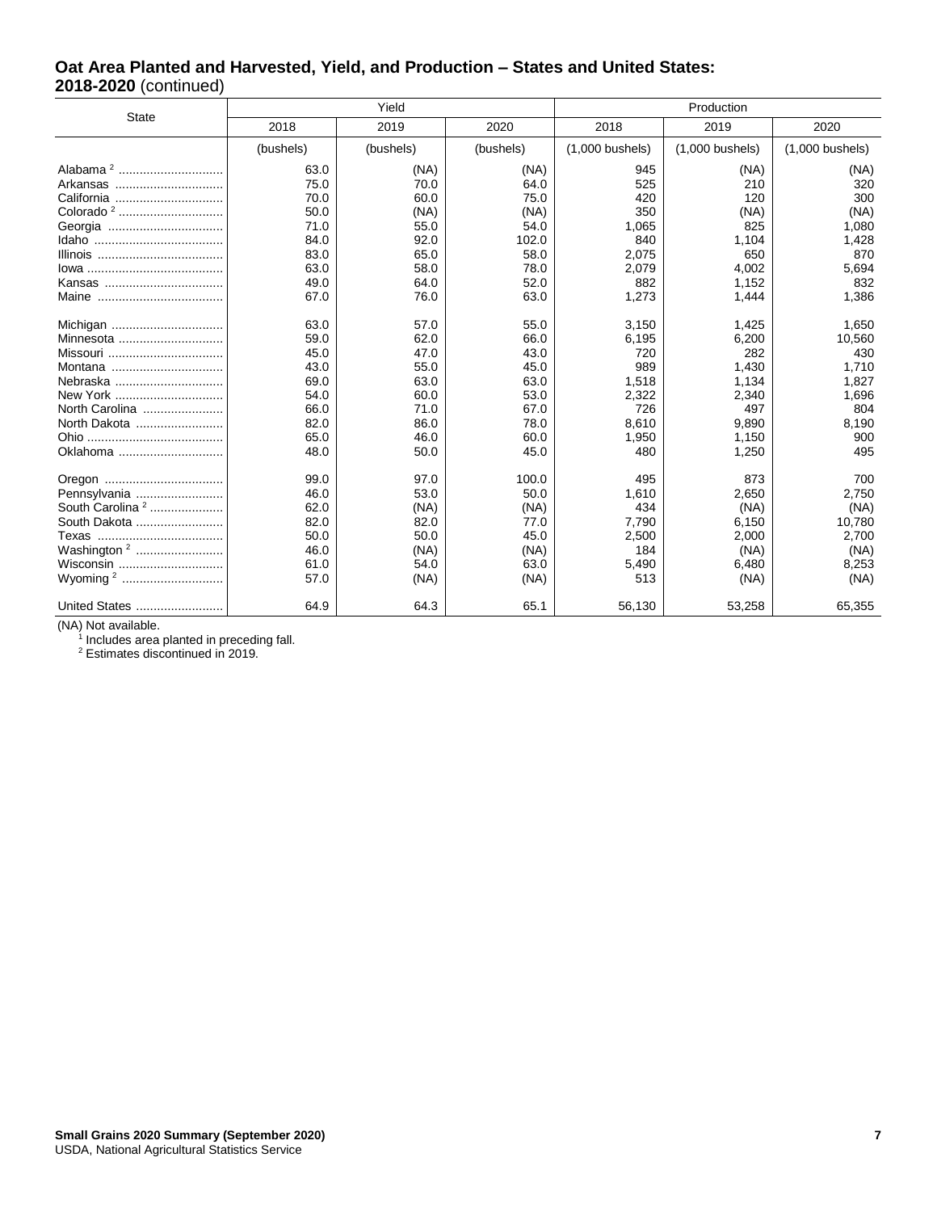## Oat Area Planted and Harvested, Yield, and Production – States and United States: 2018-2020 (continued)

| State | Yield | | | Production | | |
|---|---|---|---|---|---|---|
| | 2018 | 2019 | 2020 | 2018 | 2019 | 2020 |
| | (bushels) | (bushels) | (bushels) | (1,000 bushels) | (1,000 bushels) | (1,000 bushels) |
| Alabama [2] | 63.0 | (NA) | (NA) | 945 | (NA) | (NA) |
| Arkansas | 75.0 | 70.0 | 64.0 | 525 | 210 | 320 |
| California | 70.0 | 60.0 | 75.0 | 420 | 120 | 300 |
| Colorado [2] | 50.0 | (NA) | (NA) | 350 | (NA) | (NA) |
| Georgia | 71.0 | 55.0 | 54.0 | 1,065 | 825 | 1,080 |
| Idaho | 84.0 | 92.0 | 102.0 | 840 | 1,104 | 1,428 |
| Illinois | 83.0 | 65.0 | 58.0 | 2,075 | 650 | 870 |
| Iowa | 63.0 | 58.0 | 78.0 | 2,079 | 4,002 | 5,694 |
| Kansas | 49.0 | 64.0 | 52.0 | 882 | 1,152 | 832 |
| Maine | 67.0 | 76.0 | 63.0 | 1,273 | 1,444 | 1,386 |
| | | | | | | |
| Michigan | 63.0 | 57.0 | 55.0 | 3,150 | 1,425 | 1,650 |
| Minnesota | 59.0 | 62.0 | 66.0 | 6,195 | 6,200 | 10,560 |
| Missouri | 45.0 | 47.0 | 43.0 | 720 | 282 | 430 |
| Montana | 43.0 | 55.0 | 45.0 | 989 | 1,430 | 1,710 |
| Nebraska | 69.0 | 63.0 | 63.0 | 1,518 | 1,134 | 1,827 |
| New York | 54.0 | 60.0 | 53.0 | 2,322 | 2,340 | 1,696 |
| North Carolina | 66.0 | 71.0 | 67.0 | 726 | 497 | 804 |
| North Dakota | 82.0 | 86.0 | 78.0 | 8,610 | 9,890 | 8,190 |
| Ohio | 65.0 | 46.0 | 60.0 | 1,950 | 1,150 | 900 |
| Oklahoma | 48.0 | 50.0 | 45.0 | 480 | 1,250 | 495 |
| | | | | | | |
| Oregon | 99.0 | 97.0 | 100.0 | 495 | 873 | 700 |
| Pennsylvania | 46.0 | 53.0 | 50.0 | 1,610 | 2,650 | 2,750 |
| South Carolina [2] | 62.0 | (NA) | (NA) | 434 | (NA) | (NA) |
| South Dakota | 82.0 | 82.0 | 77.0 | 7,790 | 6,150 | 10,780 |
| Texas | 50.0 | 50.0 | 45.0 | 2,500 | 2,000 | 2,700 |
| Washington [2] | 46.0 | (NA) | (NA) | 184 | (NA) | (NA) |
| Wisconsin | 61.0 | 54.0 | 63.0 | 5,490 | 6,480 | 8,253 |
| Wyoming [2] | 57.0 | (NA) | (NA) | 513 | (NA) | (NA) |
| | | | | | | |
| United States | 64.9 | 64.3 | 65.1 | 56,130 | 53,258 | 65,355 |

(NA) Not available.

[1] Includes area planted in preceding fall.

[2] Estimates discontinued in 2019.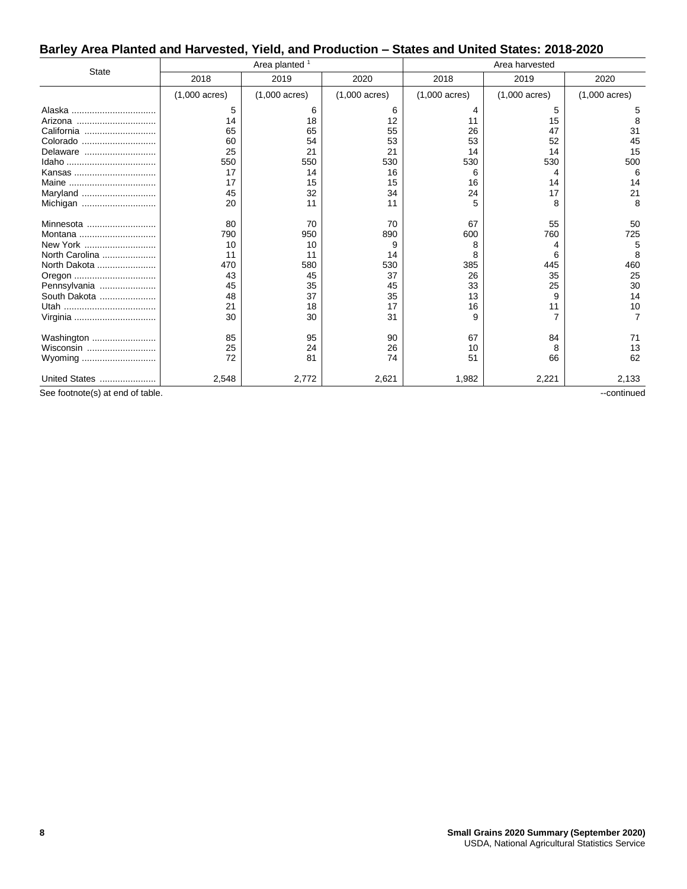## Barley Area Planted and Harvested, Yield, and Production – States and United States: 2018-2020

| State | Area planted [1] | | | Area harvested | | |
|---|---|---|---|---|---|---|
| | 2018 | 2019 | 2020 | 2018 | 2019 | 2020 |
| | (1,000 acres) | (1,000 acres) | (1,000 acres) | (1,000 acres) | (1,000 acres) | (1,000 acres) |
| Alaska | 5 | 6 | 6 | 4 | 5 | 5 |
| Arizona | 14 | 18 | 12 | 11 | 15 | 8 |
| California | 65 | 65 | 55 | 26 | 47 | 31 |
| Colorado | 60 | 54 | 53 | 53 | 52 | 45 |
| Delaware | 25 | 21 | 21 | 14 | 14 | 15 |
| Idaho | 550 | 550 | 530 | 530 | 530 | 500 |
| Kansas | 17 | 14 | 16 | 6 | 4 | 6 |
| Maine | 17 | 15 | 15 | 16 | 14 | 14 |
| Maryland | 45 | 32 | 34 | 24 | 17 | 21 |
| Michigan | 20 | 11 | 11 | 5 | 8 | 8 |
| Minnesota | 80 | 70 | 70 | 67 | 55 | 50 |
| Montana | 790 | 950 | 890 | 600 | 760 | 725 |
| New York | 10 | 10 | 9 | 8 | 4 | 5 |
| North Carolina | 11 | 11 | 14 | 8 | 6 | 8 |
| North Dakota | 470 | 580 | 530 | 385 | 445 | 460 |
| Oregon | 43 | 45 | 37 | 26 | 35 | 25 |
| Pennsylvania | 45 | 35 | 45 | 33 | 25 | 30 |
| South Dakota | 48 | 37 | 35 | 13 | 9 | 14 |
| Utah | 21 | 18 | 17 | 16 | 11 | 10 |
| Virginia | 30 | 30 | 31 | 9 | 7 | 7 |
| Washington | 85 | 95 | 90 | 67 | 84 | 71 |
| Wisconsin | 25 | 24 | 26 | 10 | 8 | 13 |
| Wyoming | 72 | 81 | 74 | 51 | 66 | 62 |
| United States | 2,548 | 2,772 | 2,621 | 1,982 | 2,221 | 2,133 |

See footnote(s) at end of table. --continued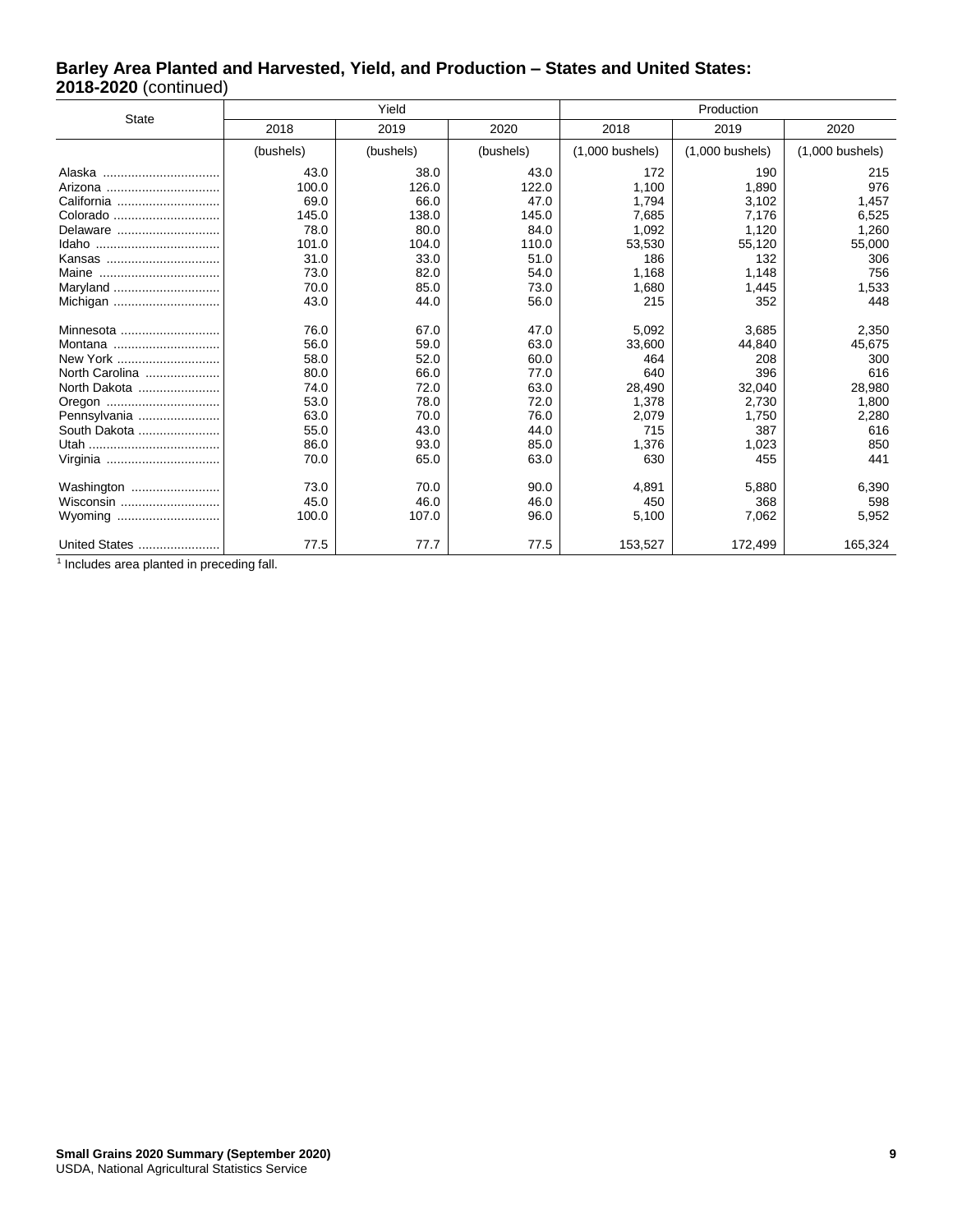## Barley Area Planted and Harvested, Yield, and Production – States and United States: 2018-2020 (continued)

| State | Yield | | | Production | | |
|---|---|---|---|---|---|---|
| | 2018 | 2019 | 2020 | 2018 | 2019 | 2020 |
| | (bushels) | (bushels) | (bushels) | (1,000 bushels) | (1,000 bushels) | (1,000 bushels) |
| Alaska | 43.0 | 38.0 | 43.0 | 172 | 190 | 215 |
| Arizona | 100.0 | 126.0 | 122.0 | 1,100 | 1,890 | 976 |
| California | 69.0 | 66.0 | 47.0 | 1,794 | 3,102 | 1,457 |
| Colorado | 145.0 | 138.0 | 145.0 | 7,685 | 7,176 | 6,525 |
| Delaware | 78.0 | 80.0 | 84.0 | 1,092 | 1,120 | 1,260 |
| Idaho | 101.0 | 104.0 | 110.0 | 53,530 | 55,120 | 55,000 |
| Kansas | 31.0 | 33.0 | 51.0 | 186 | 132 | 306 |
| Maine | 73.0 | 82.0 | 54.0 | 1,168 | 1,148 | 756 |
| Maryland | 70.0 | 85.0 | 73.0 | 1,680 | 1,445 | 1,533 |
| Michigan | 43.0 | 44.0 | 56.0 | 215 | 352 | 448 |
| Minnesota | 76.0 | 67.0 | 47.0 | 5,092 | 3,685 | 2,350 |
| Montana | 56.0 | 59.0 | 63.0 | 33,600 | 44,840 | 45,675 |
| New York | 58.0 | 52.0 | 60.0 | 464 | 208 | 300 |
| North Carolina | 80.0 | 66.0 | 77.0 | 640 | 396 | 616 |
| North Dakota | 74.0 | 72.0 | 63.0 | 28,490 | 32,040 | 28,980 |
| Oregon | 53.0 | 78.0 | 72.0 | 1,378 | 2,730 | 1,800 |
| Pennsylvania | 63.0 | 70.0 | 76.0 | 2,079 | 1,750 | 2,280 |
| South Dakota | 55.0 | 43.0 | 44.0 | 715 | 387 | 616 |
| Utah | 86.0 | 93.0 | 85.0 | 1,376 | 1,023 | 850 |
| Virginia | 70.0 | 65.0 | 63.0 | 630 | 455 | 441 |
| Washington | 73.0 | 70.0 | 90.0 | 4,891 | 5,880 | 6,390 |
| Wisconsin | 45.0 | 46.0 | 46.0 | 450 | 368 | 598 |
| Wyoming | 100.0 | 107.0 | 96.0 | 5,100 | 7,062 | 5,952 |
| United States | 77.5 | 77.7 | 77.5 | 153,527 | 172,499 | 165,324 |

[1] Includes area planted in preceding fall.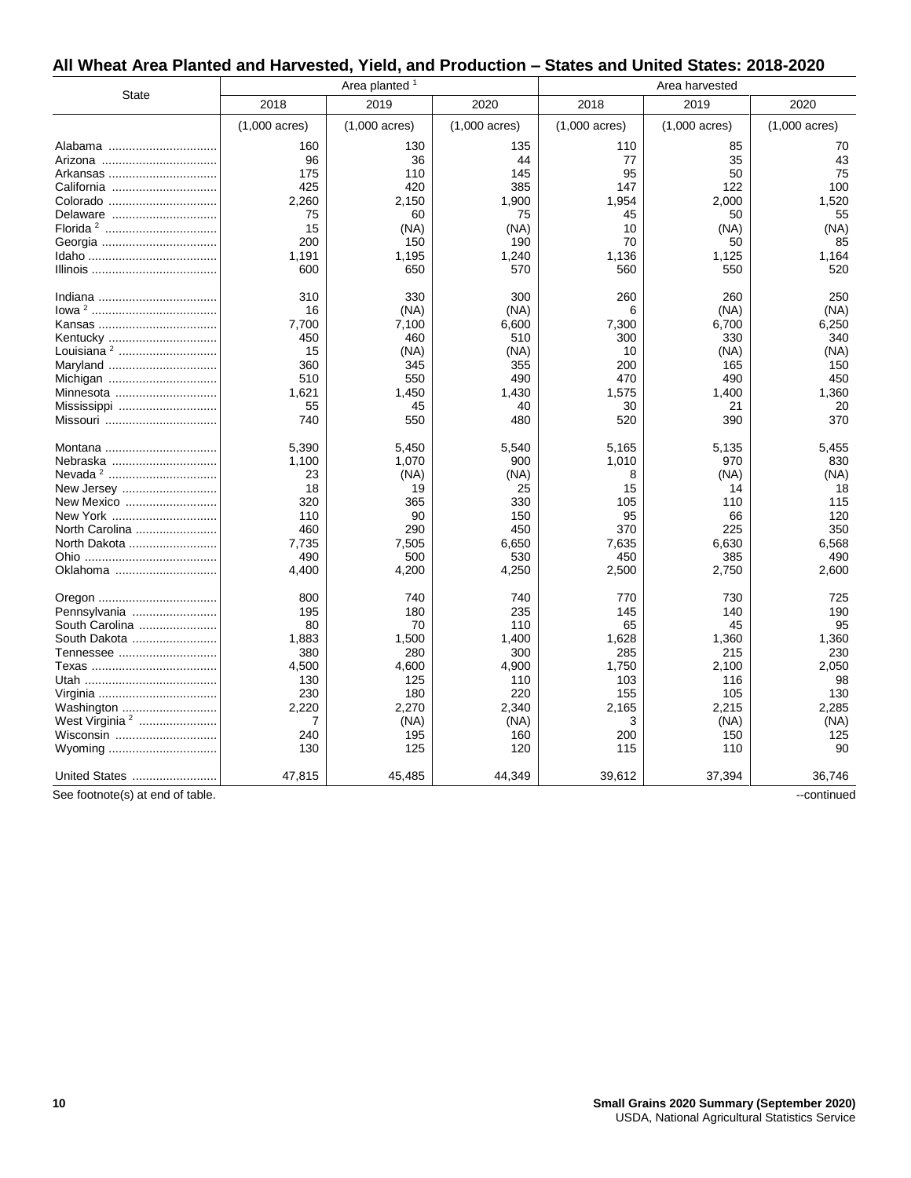## All Wheat Area Planted and Harvested, Yield, and Production – States and United States: 2018-2020

| State | Area planted [1] | | | Area harvested | | |
|---|---|---|---|---|---|---|
| | 2018 | 2019 | 2020 | 2018 | 2019 | 2020 |
| | (1,000 acres) | (1,000 acres) | (1,000 acres) | (1,000 acres) | (1,000 acres) | (1,000 acres) |
| Alabama | 160 | 130 | 135 | 110 | 85 | 70 |
| Arizona | 96 | 36 | 44 | 77 | 35 | 43 |
| Arkansas | 175 | 110 | 145 | 95 | 50 | 75 |
| California | 425 | 420 | 385 | 147 | 122 | 100 |
| Colorado | 2,260 | 2,150 | 1,900 | 1,954 | 2,000 | 1,520 |
| Delaware | 75 | 60 | 75 | 45 | 50 | 55 |
| Florida [2] | 15 | (NA) | (NA) | 10 | (NA) | (NA) |
| Georgia | 200 | 150 | 190 | 70 | 50 | 85 |
| Idaho | 1,191 | 1,195 | 1,240 | 1,136 | 1,125 | 1,164 |
| Illinois | 600 | 650 | 570 | 560 | 550 | 520 |
| Indiana | 310 | 330 | 300 | 260 | 260 | 250 |
| Iowa [2] | 16 | (NA) | (NA) | 6 | (NA) | (NA) |
| Kansas | 7,700 | 7,100 | 6,600 | 7,300 | 6,700 | 6,250 |
| Kentucky | 450 | 460 | 510 | 300 | 330 | 340 |
| Louisiana [2] | 15 | (NA) | (NA) | 10 | (NA) | (NA) |
| Maryland | 360 | 345 | 355 | 200 | 165 | 150 |
| Michigan | 510 | 550 | 490 | 470 | 490 | 450 |
| Minnesota | 1,621 | 1,450 | 1,430 | 1,575 | 1,400 | 1,360 |
| Mississippi | 55 | 45 | 40 | 30 | 21 | 20 |
| Missouri | 740 | 550 | 480 | 520 | 390 | 370 |
| Montana | 5,390 | 5,450 | 5,540 | 5,165 | 5,135 | 5,455 |
| Nebraska | 1,100 | 1,070 | 900 | 1,010 | 970 | 830 |
| Nevada [2] | 23 | (NA) | (NA) | 8 | (NA) | (NA) |
| New Jersey | 18 | 19 | 25 | 15 | 14 | 18 |
| New Mexico | 320 | 365 | 330 | 105 | 110 | 115 |
| New York | 110 | 90 | 150 | 95 | 66 | 120 |
| North Carolina | 460 | 290 | 450 | 370 | 225 | 350 |
| North Dakota | 7,735 | 7,505 | 6,650 | 7,635 | 6,630 | 6,568 |
| Ohio | 490 | 500 | 530 | 450 | 385 | 490 |
| Oklahoma | 4,400 | 4,200 | 4,250 | 2,500 | 2,750 | 2,600 |
| Oregon | 800 | 740 | 740 | 770 | 730 | 725 |
| Pennsylvania | 195 | 180 | 235 | 145 | 140 | 190 |
| South Carolina | 80 | 70 | 110 | 65 | 45 | 95 |
| South Dakota | 1,883 | 1,500 | 1,400 | 1,628 | 1,360 | 1,360 |
| Tennessee | 380 | 280 | 300 | 285 | 215 | 230 |
| Texas | 4,500 | 4,600 | 4,900 | 1,750 | 2,100 | 2,050 |
| Utah | 130 | 125 | 110 | 103 | 116 | 98 |
| Virginia | 230 | 180 | 220 | 155 | 105 | 130 |
| Washington | 2,220 | 2,270 | 2,340 | 2,165 | 2,215 | 2,285 |
| West Virginia [2] | 7 | (NA) | (NA) | 3 | (NA) | (NA) |
| Wisconsin | 240 | 195 | 160 | 200 | 150 | 125 |
| Wyoming | 130 | 125 | 120 | 115 | 110 | 90 |
| United States | 47,815 | 45,485 | 44,349 | 39,612 | 37,394 | 36,746 |

See footnote(s) at end of table. --continued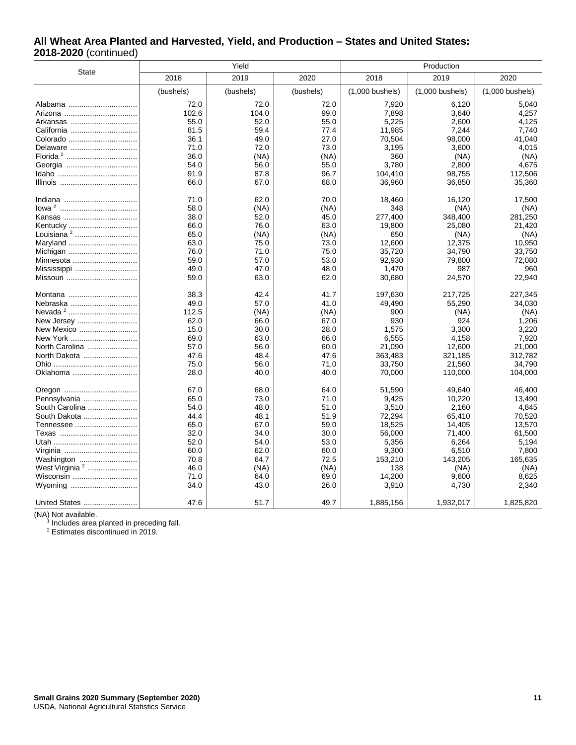## All Wheat Area Planted and Harvested, Yield, and Production – States and United States: 2018-2020 (continued)

| State | Yield | | | Production | | |
|---|---|---|---|---|---|---|
| | 2018 | 2019 | 2020 | 2018 | 2019 | 2020 |
| | (bushels) | (bushels) | (bushels) | (1,000 bushels) | (1,000 bushels) | (1,000 bushels) |
| Alabama | 72.0 | 72.0 | 72.0 | 7,920 | 6,120 | 5,040 |
| Arizona | 102.6 | 104.0 | 99.0 | 7,898 | 3,640 | 4,257 |
| Arkansas | 55.0 | 52.0 | 55.0 | 5,225 | 2,600 | 4,125 |
| California | 81.5 | 59.4 | 77.4 | 11,985 | 7,244 | 7,740 |
| Colorado | 36.1 | 49.0 | 27.0 | 70,504 | 98,000 | 41,040 |
| Delaware | 71.0 | 72.0 | 73.0 | 3,195 | 3,600 | 4,015 |
| Florida [2] | 36.0 | (NA) | (NA) | 360 | (NA) | (NA) |
| Georgia | 54.0 | 56.0 | 55.0 | 3,780 | 2,800 | 4,675 |
| Idaho | 91.9 | 87.8 | 96.7 | 104,410 | 98,755 | 112,506 |
| Illinois | 66.0 | 67.0 | 68.0 | 36,960 | 36,850 | 35,360 |
| Indiana | 71.0 | 62.0 | 70.0 | 18,460 | 16,120 | 17,500 |
| Iowa [2] | 58.0 | (NA) | (NA) | 348 | (NA) | (NA) |
| Kansas | 38.0 | 52.0 | 45.0 | 277,400 | 348,400 | 281,250 |
| Kentucky | 66.0 | 76.0 | 63.0 | 19,800 | 25,080 | 21,420 |
| Louisiana [2] | 65.0 | (NA) | (NA) | 650 | (NA) | (NA) |
| Maryland | 63.0 | 75.0 | 73.0 | 12,600 | 12,375 | 10,950 |
| Michigan | 76.0 | 71.0 | 75.0 | 35,720 | 34,790 | 33,750 |
| Minnesota | 59.0 | 57.0 | 53.0 | 92,930 | 79,800 | 72,080 |
| Mississippi | 49.0 | 47.0 | 48.0 | 1,470 | 987 | 960 |
| Missouri | 59.0 | 63.0 | 62.0 | 30,680 | 24,570 | 22,940 |
| Montana | 38.3 | 42.4 | 41.7 | 197,630 | 217,725 | 227,345 |
| Nebraska | 49.0 | 57.0 | 41.0 | 49,490 | 55,290 | 34,030 |
| Nevada [2] | 112.5 | (NA) | (NA) | 900 | (NA) | (NA) |
| New Jersey | 62.0 | 66.0 | 67.0 | 930 | 924 | 1,206 |
| New Mexico | 15.0 | 30.0 | 28.0 | 1,575 | 3,300 | 3,220 |
| New York | 69.0 | 63.0 | 66.0 | 6,555 | 4,158 | 7,920 |
| North Carolina | 57.0 | 56.0 | 60.0 | 21,090 | 12,600 | 21,000 |
| North Dakota | 47.6 | 48.4 | 47.6 | 363,483 | 321,185 | 312,782 |
| Ohio | 75.0 | 56.0 | 71.0 | 33,750 | 21,560 | 34,790 |
| Oklahoma | 28.0 | 40.0 | 40.0 | 70,000 | 110,000 | 104,000 |
| Oregon | 67.0 | 68.0 | 64.0 | 51,590 | 49,640 | 46,400 |
| Pennsylvania | 65.0 | 73.0 | 71.0 | 9,425 | 10,220 | 13,490 |
| South Carolina | 54.0 | 48.0 | 51.0 | 3,510 | 2,160 | 4,845 |
| South Dakota | 44.4 | 48.1 | 51.9 | 72,294 | 65,410 | 70,520 |
| Tennessee | 65.0 | 67.0 | 59.0 | 18,525 | 14,405 | 13,570 |
| Texas | 32.0 | 34.0 | 30.0 | 56,000 | 71,400 | 61,500 |
| Utah | 52.0 | 54.0 | 53.0 | 5,356 | 6,264 | 5,194 |
| Virginia | 60.0 | 62.0 | 60.0 | 9,300 | 6,510 | 7,800 |
| Washington | 70.8 | 64.7 | 72.5 | 153,210 | 143,205 | 165,635 |
| West Virginia [2] | 46.0 | (NA) | (NA) | 138 | (NA) | (NA) |
| Wisconsin | 71.0 | 64.0 | 69.0 | 14,200 | 9,600 | 8,625 |
| Wyoming | 34.0 | 43.0 | 26.0 | 3,910 | 4,730 | 2,340 |
| United States | 47.6 | 51.7 | 49.7 | 1,885,156 | 1,932,017 | 1,825,820 |

(NA) Not available.
[1] Includes area planted in preceding fall.
[2] Estimates discontinued in 2019.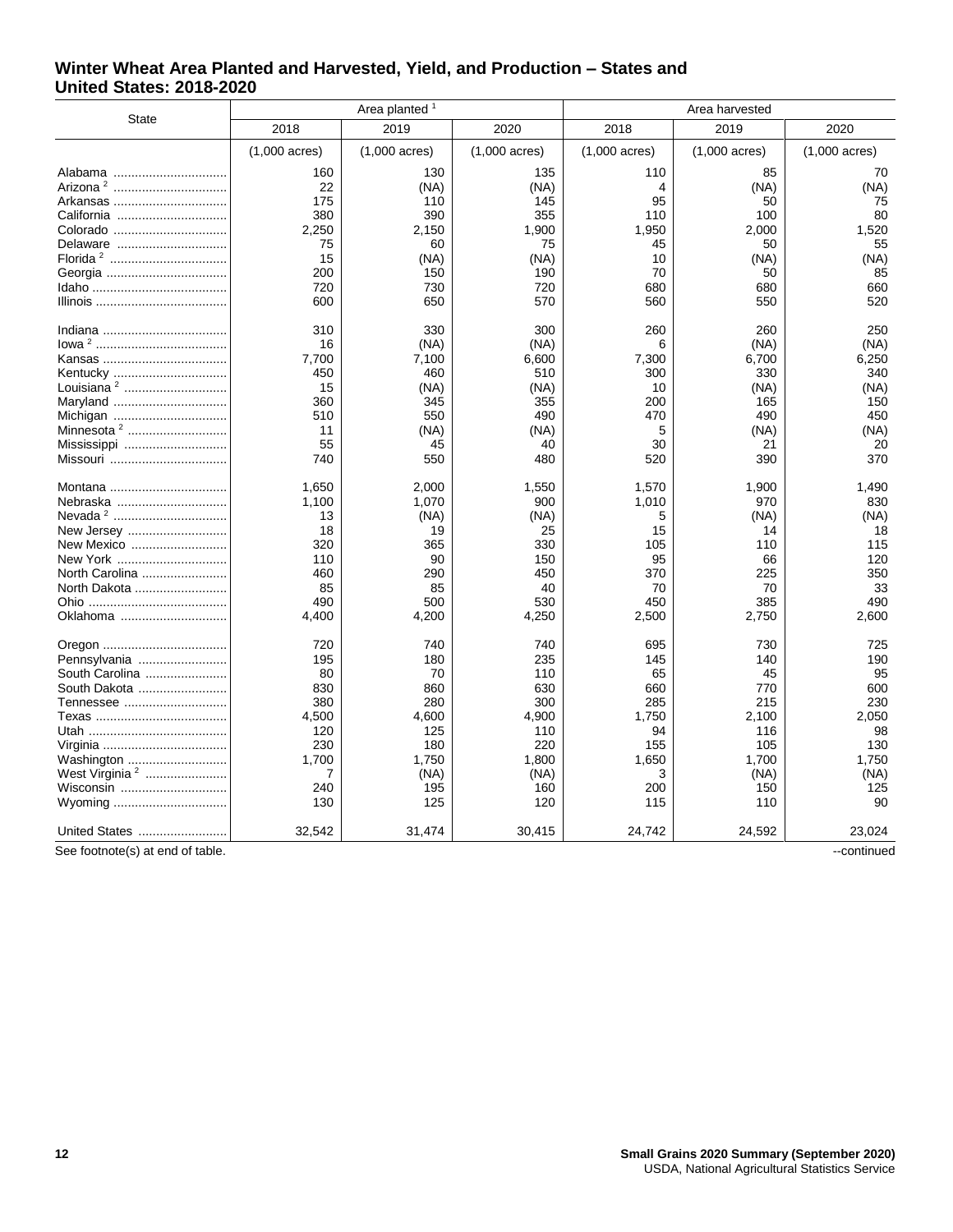## Winter Wheat Area Planted and Harvested, Yield, and Production – States and United States: 2018-2020

| State | Area planted [1] | | | Area harvested | | |
|---|---|---|---|---|---|---|
| | 2018 | 2019 | 2020 | 2018 | 2019 | 2020 |
| | (1,000 acres) | (1,000 acres) | (1,000 acres) | (1,000 acres) | (1,000 acres) | (1,000 acres) |
| Alabama | 160 | 130 | 135 | 110 | 85 | 70 |
| Arizona [2] | 22 | (NA) | (NA) | 4 | (NA) | (NA) |
| Arkansas | 175 | 110 | 145 | 95 | 50 | 75 |
| California | 380 | 390 | 355 | 110 | 100 | 80 |
| Colorado | 2,250 | 2,150 | 1,900 | 1,950 | 2,000 | 1,520 |
| Delaware | 75 | 60 | 75 | 45 | 50 | 55 |
| Florida [2] | 15 | (NA) | (NA) | 10 | (NA) | (NA) |
| Georgia | 200 | 150 | 190 | 70 | 50 | 85 |
| Idaho | 720 | 730 | 720 | 680 | 680 | 660 |
| Illinois | 600 | 650 | 570 | 560 | 550 | 520 |
| Indiana | 310 | 330 | 300 | 260 | 260 | 250 |
| Iowa [2] | 16 | (NA) | (NA) | 6 | (NA) | (NA) |
| Kansas | 7,700 | 7,100 | 6,600 | 7,300 | 6,700 | 6,250 |
| Kentucky | 450 | 460 | 510 | 300 | 330 | 340 |
| Louisiana [2] | 15 | (NA) | (NA) | 10 | (NA) | (NA) |
| Maryland | 360 | 345 | 355 | 200 | 165 | 150 |
| Michigan | 510 | 550 | 490 | 470 | 490 | 450 |
| Minnesota [2] | 11 | (NA) | (NA) | 5 | (NA) | (NA) |
| Mississippi | 55 | 45 | 40 | 30 | 21 | 20 |
| Missouri | 740 | 550 | 480 | 520 | 390 | 370 |
| Montana | 1,650 | 2,000 | 1,550 | 1,570 | 1,900 | 1,490 |
| Nebraska | 1,100 | 1,070 | 900 | 1,010 | 970 | 830 |
| Nevada [2] | 13 | (NA) | (NA) | 5 | (NA) | (NA) |
| New Jersey | 18 | 19 | 25 | 15 | 14 | 18 |
| New Mexico | 320 | 365 | 330 | 105 | 110 | 115 |
| New York | 110 | 90 | 150 | 95 | 66 | 120 |
| North Carolina | 460 | 290 | 450 | 370 | 225 | 350 |
| North Dakota | 85 | 85 | 40 | 70 | 70 | 33 |
| Ohio | 490 | 500 | 530 | 450 | 385 | 490 |
| Oklahoma | 4,400 | 4,200 | 4,250 | 2,500 | 2,750 | 2,600 |
| Oregon | 720 | 740 | 740 | 695 | 730 | 725 |
| Pennsylvania | 195 | 180 | 235 | 145 | 140 | 190 |
| South Carolina | 80 | 70 | 110 | 65 | 45 | 95 |
| South Dakota | 830 | 860 | 630 | 660 | 770 | 600 |
| Tennessee | 380 | 280 | 300 | 285 | 215 | 230 |
| Texas | 4,500 | 4,600 | 4,900 | 1,750 | 2,100 | 2,050 |
| Utah | 120 | 125 | 110 | 94 | 116 | 98 |
| Virginia | 230 | 180 | 220 | 155 | 105 | 130 |
| Washington | 1,700 | 1,750 | 1,800 | 1,650 | 1,700 | 1,750 |
| West Virginia [2] | 7 | (NA) | (NA) | 3 | (NA) | (NA) |
| Wisconsin | 240 | 195 | 160 | 200 | 150 | 125 |
| Wyoming | 130 | 125 | 120 | 115 | 110 | 90 |
| United States | 32,542 | 31,474 | 30,415 | 24,742 | 24,592 | 23,024 |

See footnote(s) at end of table. --continued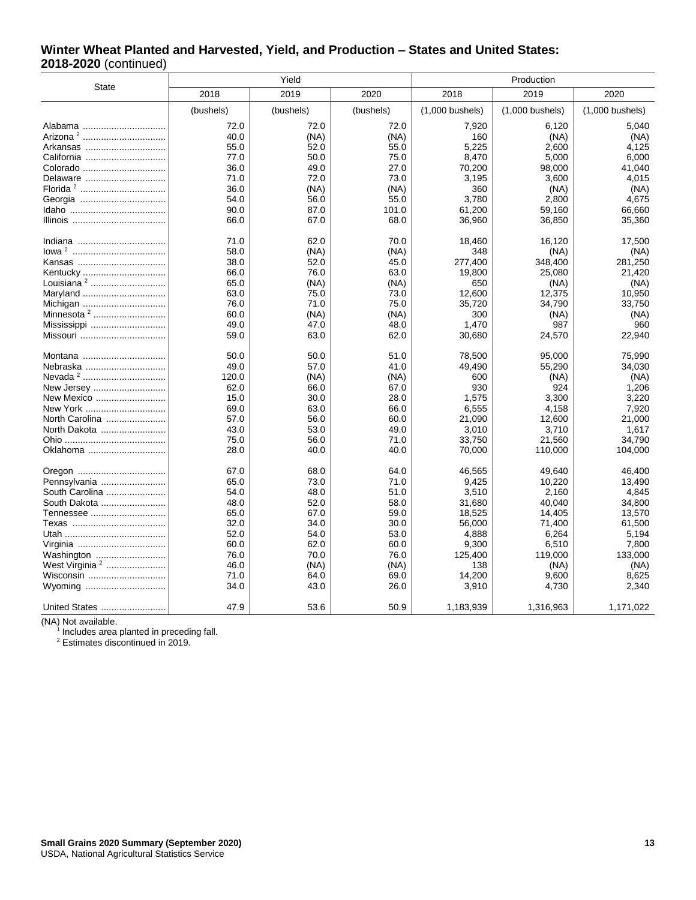## Winter Wheat Planted and Harvested, Yield, and Production – States and United States: 2018-2020 (continued)

| State | Yield | | | Production | | |
|---|---|---|---|---|---|---|
| | 2018 | 2019 | 2020 | 2018 | 2019 | 2020 |
| | (bushels) | (bushels) | (bushels) | (1,000 bushels) | (1,000 bushels) | (1,000 bushels) |
| Alabama | 72.0 | 72.0 | 72.0 | 7,920 | 6,120 | 5,040 |
| Arizona [2] | 40.0 | (NA) | (NA) | 160 | (NA) | (NA) |
| Arkansas | 55.0 | 52.0 | 55.0 | 5,225 | 2,600 | 4,125 |
| California | 77.0 | 50.0 | 75.0 | 8,470 | 5,000 | 6,000 |
| Colorado | 36.0 | 49.0 | 27.0 | 70,200 | 98,000 | 41,040 |
| Delaware | 71.0 | 72.0 | 73.0 | 3,195 | 3,600 | 4,015 |
| Florida [2] | 36.0 | (NA) | (NA) | 360 | (NA) | (NA) |
| Georgia | 54.0 | 56.0 | 55.0 | 3,780 | 2,800 | 4,675 |
| Idaho | 90.0 | 87.0 | 101.0 | 61,200 | 59,160 | 66,660 |
| Illinois | 66.0 | 67.0 | 68.0 | 36,960 | 36,850 | 35,360 |
| | | | | | | |
| Indiana | 71.0 | 62.0 | 70.0 | 18,460 | 16,120 | 17,500 |
| Iowa [2] | 58.0 | (NA) | (NA) | 348 | (NA) | (NA) |
| Kansas | 38.0 | 52.0 | 45.0 | 277,400 | 348,400 | 281,250 |
| Kentucky | 66.0 | 76.0 | 63.0 | 19,800 | 25,080 | 21,420 |
| Louisiana [2] | 65.0 | (NA) | (NA) | 650 | (NA) | (NA) |
| Maryland | 63.0 | 75.0 | 73.0 | 12,600 | 12,375 | 10,950 |
| Michigan | 76.0 | 71.0 | 75.0 | 35,720 | 34,790 | 33,750 |
| Minnesota [2] | 60.0 | (NA) | (NA) | 300 | (NA) | (NA) |
| Mississippi | 49.0 | 47.0 | 48.0 | 1,470 | 987 | 960 |
| Missouri | 59.0 | 63.0 | 62.0 | 30,680 | 24,570 | 22,940 |
| | | | | | | |
| Montana | 50.0 | 50.0 | 51.0 | 78,500 | 95,000 | 75,990 |
| Nebraska | 49.0 | 57.0 | 41.0 | 49,490 | 55,290 | 34,030 |
| Nevada [2] | 120.0 | (NA) | (NA) | 600 | (NA) | (NA) |
| New Jersey | 62.0 | 66.0 | 67.0 | 930 | 924 | 1,206 |
| New Mexico | 15.0 | 30.0 | 28.0 | 1,575 | 3,300 | 3,220 |
| New York | 69.0 | 63.0 | 66.0 | 6,555 | 4,158 | 7,920 |
| North Carolina | 57.0 | 56.0 | 60.0 | 21,090 | 12,600 | 21,000 |
| North Dakota | 43.0 | 53.0 | 49.0 | 3,010 | 3,710 | 1,617 |
| Ohio | 75.0 | 56.0 | 71.0 | 33,750 | 21,560 | 34,790 |
| Oklahoma | 28.0 | 40.0 | 40.0 | 70,000 | 110,000 | 104,000 |
| | | | | | | |
| Oregon | 67.0 | 68.0 | 64.0 | 46,565 | 49,640 | 46,400 |
| Pennsylvania | 65.0 | 73.0 | 71.0 | 9,425 | 10,220 | 13,490 |
| South Carolina | 54.0 | 48.0 | 51.0 | 3,510 | 2,160 | 4,845 |
| South Dakota | 48.0 | 52.0 | 58.0 | 31,680 | 40,040 | 34,800 |
| Tennessee | 65.0 | 67.0 | 59.0 | 18,525 | 14,405 | 13,570 |
| Texas | 32.0 | 34.0 | 30.0 | 56,000 | 71,400 | 61,500 |
| Utah | 52.0 | 54.0 | 53.0 | 4,888 | 6,264 | 5,194 |
| Virginia | 60.0 | 62.0 | 60.0 | 9,300 | 6,510 | 7,800 |
| Washington | 76.0 | 70.0 | 76.0 | 125,400 | 119,000 | 133,000 |
| West Virginia [2] | 46.0 | (NA) | (NA) | 138 | (NA) | (NA) |
| Wisconsin | 71.0 | 64.0 | 69.0 | 14,200 | 9,600 | 8,625 |
| Wyoming | 34.0 | 43.0 | 26.0 | 3,910 | 4,730 | 2,340 |
| | | | | | | |
| United States | 47.9 | 53.6 | 50.9 | 1,183,939 | 1,316,963 | 1,171,022 |

(NA) Not available.
[1] Includes area planted in preceding fall.
[2] Estimates discontinued in 2019.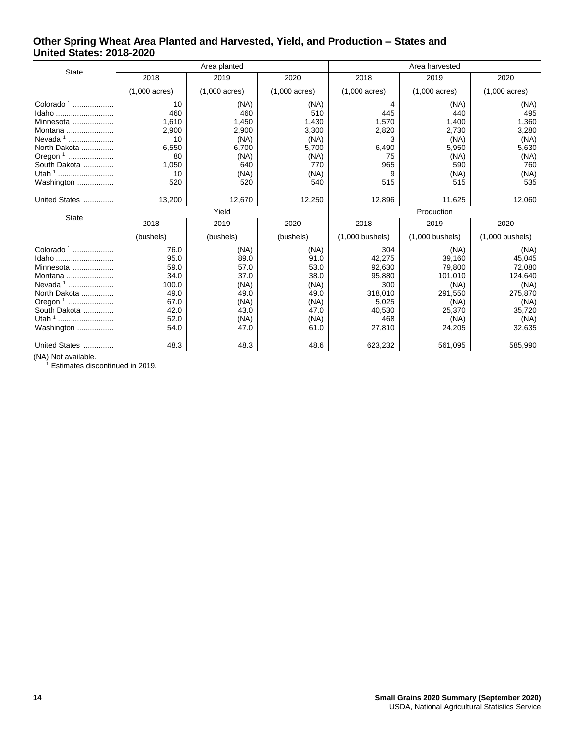## Other Spring Wheat Area Planted and Harvested, Yield, and Production – States and United States: 2018-2020

| State | Area planted | | | Area harvested | | |
|---|---|---|---|---|---|---|
| | 2018 | 2019 | 2020 | 2018 | 2019 | 2020 |
| | (1,000 acres) | (1,000 acres) | (1,000 acres) | (1,000 acres) | (1,000 acres) | (1,000 acres) |
| Colorado [1] | 10 | (NA) | (NA) | 4 | (NA) | (NA) |
| Idaho | 460 | 460 | 510 | 445 | 440 | 495 |
| Minnesota | 1,610 | 1,450 | 1,430 | 1,570 | 1,400 | 1,360 |
| Montana | 2,900 | 2,900 | 3,300 | 2,820 | 2,730 | 3,280 |
| Nevada [1] | 10 | (NA) | (NA) | 3 | (NA) | (NA) |
| North Dakota | 6,550 | 6,700 | 5,700 | 6,490 | 5,950 | 5,630 |
| Oregon [1] | 80 | (NA) | (NA) | 75 | (NA) | (NA) |
| South Dakota | 1,050 | 640 | 770 | 965 | 590 | 760 |
| Utah [1] | 10 | (NA) | (NA) | 9 | (NA) | (NA) |
| Washington | 520 | 520 | 540 | 515 | 515 | 535 |
| United States | 13,200 | 12,670 | 12,250 | 12,896 | 11,625 | 12,060 |

| State | Yield | | | Production | | |
|---|---|---|---|---|---|---|
| | 2018 | 2019 | 2020 | 2018 | 2019 | 2020 |
| | (bushels) | (bushels) | (bushels) | (1,000 bushels) | (1,000 bushels) | (1,000 bushels) |
| Colorado [1] | 76.0 | (NA) | (NA) | 304 | (NA) | (NA) |
| Idaho | 95.0 | 89.0 | 91.0 | 42,275 | 39,160 | 45,045 |
| Minnesota | 59.0 | 57.0 | 53.0 | 92,630 | 79,800 | 72,080 |
| Montana | 34.0 | 37.0 | 38.0 | 95,880 | 101,010 | 124,640 |
| Nevada [1] | 100.0 | (NA) | (NA) | 300 | (NA) | (NA) |
| North Dakota | 49.0 | 49.0 | 49.0 | 318,010 | 291,550 | 275,870 |
| Oregon [1] | 67.0 | (NA) | (NA) | 5,025 | (NA) | (NA) |
| South Dakota | 42.0 | 43.0 | 47.0 | 40,530 | 25,370 | 35,720 |
| Utah [1] | 52.0 | (NA) | (NA) | 468 | (NA) | (NA) |
| Washington | 54.0 | 47.0 | 61.0 | 27,810 | 24,205 | 32,635 |
| United States | 48.3 | 48.3 | 48.6 | 623,232 | 561,095 | 585,990 |

(NA) Not available.
[1] Estimates discontinued in 2019.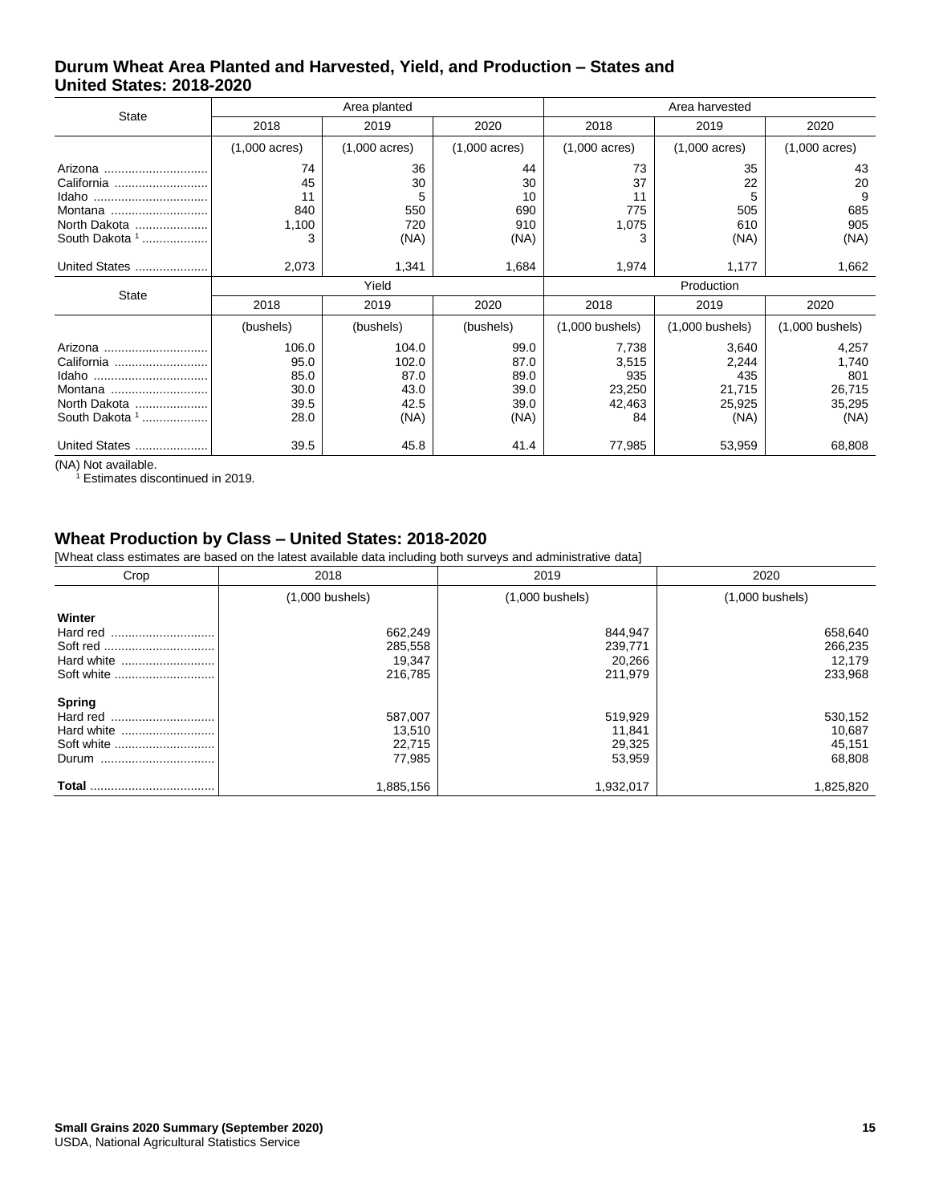## Durum Wheat Area Planted and Harvested, Yield, and Production – States and United States: 2018-2020

| State | Area planted | | | Area harvested | | |
|---|---|---|---|---|---|---|
| | 2018 | 2019 | 2020 | 2018 | 2019 | 2020 |
| | (1,000 acres) | (1,000 acres) | (1,000 acres) | (1,000 acres) | (1,000 acres) | (1,000 acres) |
| Arizona | 74 | 36 | 44 | 73 | 35 | 43 |
| California | 45 | 30 | 30 | 37 | 22 | 20 |
| Idaho | 11 | 5 | 10 | 11 | 5 | 9 |
| Montana | 840 | 550 | 690 | 775 | 505 | 685 |
| North Dakota | 1,100 | 720 | 910 | 1,075 | 610 | 905 |
| South Dakota [1] | 3 | (NA) | (NA) | 3 | (NA) | (NA) |
| United States | 2,073 | 1,341 | 1,684 | 1,974 | 1,177 | 1,662 |

| State | Yield | | | Production | | |
|---|---|---|---|---|---|---|
| | 2018 | 2019 | 2020 | 2018 | 2019 | 2020 |
| | (bushels) | (bushels) | (bushels) | (1,000 bushels) | (1,000 bushels) | (1,000 bushels) |
| Arizona | 106.0 | 104.0 | 99.0 | 7,738 | 3,640 | 4,257 |
| California | 95.0 | 102.0 | 87.0 | 3,515 | 2,244 | 1,740 |
| Idaho | 85.0 | 87.0 | 89.0 | 935 | 435 | 801 |
| Montana | 30.0 | 43.0 | 39.0 | 23,250 | 21,715 | 26,715 |
| North Dakota | 39.5 | 42.5 | 39.0 | 42,463 | 25,925 | 35,295 |
| South Dakota [1] | 28.0 | (NA) | (NA) | 84 | (NA) | (NA) |
| United States | 39.5 | 45.8 | 41.4 | 77,985 | 53,959 | 68,808 |

(NA) Not available.
[1] Estimates discontinued in 2019.

## Wheat Production by Class – United States: 2018-2020

[Wheat class estimates are based on the latest available data including both surveys and administrative data]

| Crop | 2018 | 2019 | 2020 |
|---|---|---|---|
| | (1,000 bushels) | (1,000 bushels) | (1,000 bushels) |
| **Winter** | | | |
| Hard red | 662,249 | 844,947 | 658,640 |
| Soft red | 285,558 | 239,771 | 266,235 |
| Hard white | 19,347 | 20,266 | 12,179 |
| Soft white | 216,785 | 211,979 | 233,968 |
| **Spring** | | | |
| Hard red | 587,007 | 519,929 | 530,152 |
| Hard white | 13,510 | 11,841 | 10,687 |
| Soft white | 22,715 | 29,325 | 45,151 |
| Durum | 77,985 | 53,959 | 68,808 |
| **Total** | 1,885,156 | 1,932,017 | 1,825,820 |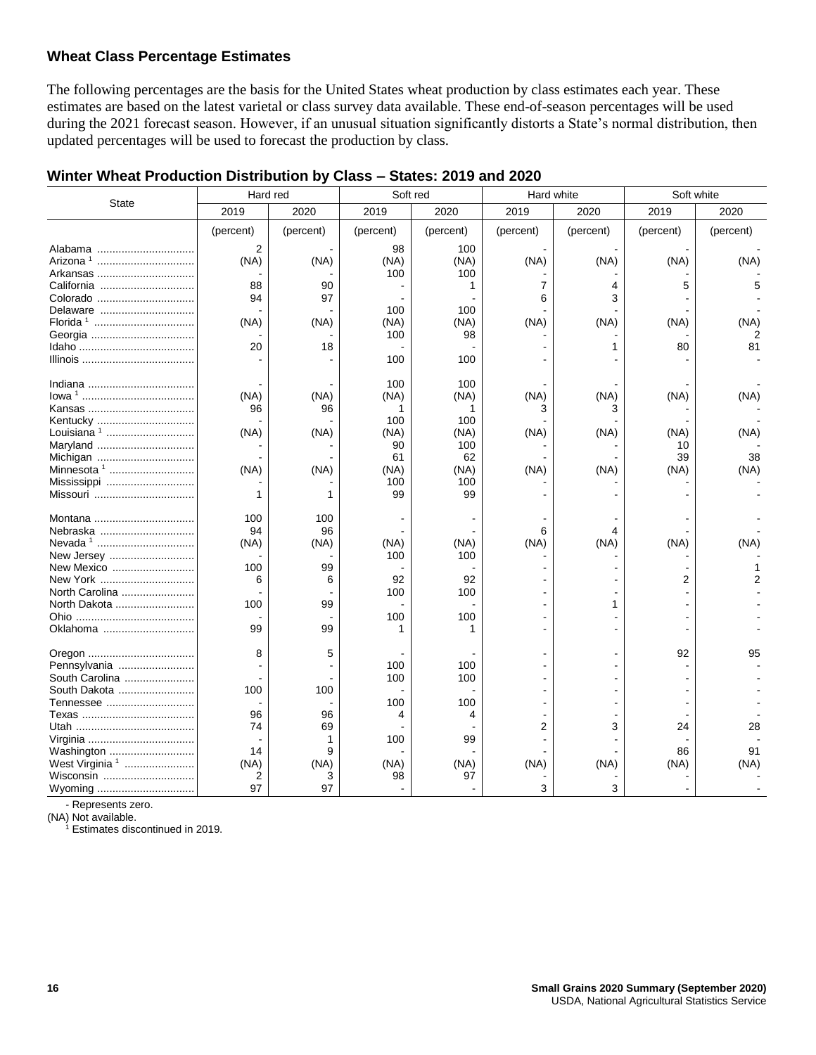## Wheat Class Percentage Estimates

The following percentages are the basis for the United States wheat production by class estimates each year. These estimates are based on the latest varietal or class survey data available. These end-of-season percentages will be used during the 2021 forecast season. However, if an unusual situation significantly distorts a State's normal distribution, then updated percentages will be used to forecast the production by class.

### Winter Wheat Production Distribution by Class – States: 2019 and 2020

| State | Hard red | | Soft red | | Hard white | | Soft white | |
|---|---|---|---|---|---|---|---|---|
| | 2019 | 2020 | 2019 | 2020 | 2019 | 2020 | 2019 | 2020 |
| | (percent) | (percent) | (percent) | (percent) | (percent) | (percent) | (percent) | (percent) |
| Alabama | 2 | - | 98 | 100 | - | - | - | - |
| Arizona [1] | (NA) | (NA) | (NA) | (NA) | (NA) | (NA) | (NA) | (NA) |
| Arkansas | - | - | 100 | 100 | - | - | - | - |
| California | 88 | 90 | - | 1 | 7 | 4 | 5 | 5 |
| Colorado | 94 | 97 | - | - | 6 | 3 | - | - |
| Delaware | - | - | 100 | 100 | - | - | - | - |
| Florida [1] | (NA) | (NA) | (NA) | (NA) | (NA) | (NA) | (NA) | (NA) |
| Georgia | - | - | 100 | 98 | - | - | - | 2 |
| Idaho | 20 | 18 | - | - | - | 1 | 80 | 81 |
| Illinois | - | - | 100 | 100 | - | - | - | - |
| Indiana | - | - | 100 | 100 | - | - | - | - |
| Iowa [1] | (NA) | (NA) | (NA) | (NA) | (NA) | (NA) | (NA) | (NA) |
| Kansas | 96 | 96 | 1 | 1 | 3 | 3 | - | - |
| Kentucky | - | - | 100 | 100 | - | - | - | - |
| Louisiana [1] | (NA) | (NA) | (NA) | (NA) | (NA) | (NA) | (NA) | (NA) |
| Maryland | - | - | 90 | 100 | - | - | 10 | - |
| Michigan | - | - | 61 | 62 | - | - | 39 | 38 |
| Minnesota [1] | (NA) | (NA) | (NA) | (NA) | (NA) | (NA) | (NA) | (NA) |
| Mississippi | - | - | 100 | 100 | - | - | - | - |
| Missouri | 1 | 1 | 99 | 99 | - | - | - | - |
| Montana | 100 | 100 | - | - | - | - | - | - |
| Nebraska | 94 | 96 | - | - | 6 | 4 | - | - |
| Nevada [1] | (NA) | (NA) | (NA) | (NA) | (NA) | (NA) | (NA) | (NA) |
| New Jersey | - | - | 100 | 100 | - | - | - | - |
| New Mexico | 100 | 99 | - | - | - | - | - | 1 |
| New York | 6 | 6 | 92 | 92 | - | - | 2 | 2 |
| North Carolina | - | - | 100 | 100 | - | - | - | - |
| North Dakota | 100 | 99 | - | - | - | 1 | - | - |
| Ohio | - | - | 100 | 100 | - | - | - | - |
| Oklahoma | 99 | 99 | 1 | 1 | - | - | - | - |
| Oregon | 8 | 5 | - | - | - | - | 92 | 95 |
| Pennsylvania | - | - | 100 | 100 | - | - | - | - |
| South Carolina | - | - | 100 | 100 | - | - | - | - |
| South Dakota | 100 | 100 | - | - | - | - | - | - |
| Tennessee | - | - | 100 | 100 | - | - | - | - |
| Texas | 96 | 96 | 4 | 4 | - | - | - | - |
| Utah | 74 | 69 | - | - | 2 | 3 | 24 | 28 |
| Virginia | - | 1 | 100 | 99 | - | - | - | - |
| Washington | 14 | 9 | - | - | - | - | 86 | 91 |
| West Virginia [1] | (NA) | (NA) | (NA) | (NA) | (NA) | (NA) | (NA) | (NA) |
| Wisconsin | 2 | 3 | 98 | 97 | - | - | - | - |
| Wyoming | 97 | 97 | - | - | 3 | 3 | - | - |

- Represents zero.
(NA) Not available.
[1] Estimates discontinued in 2019.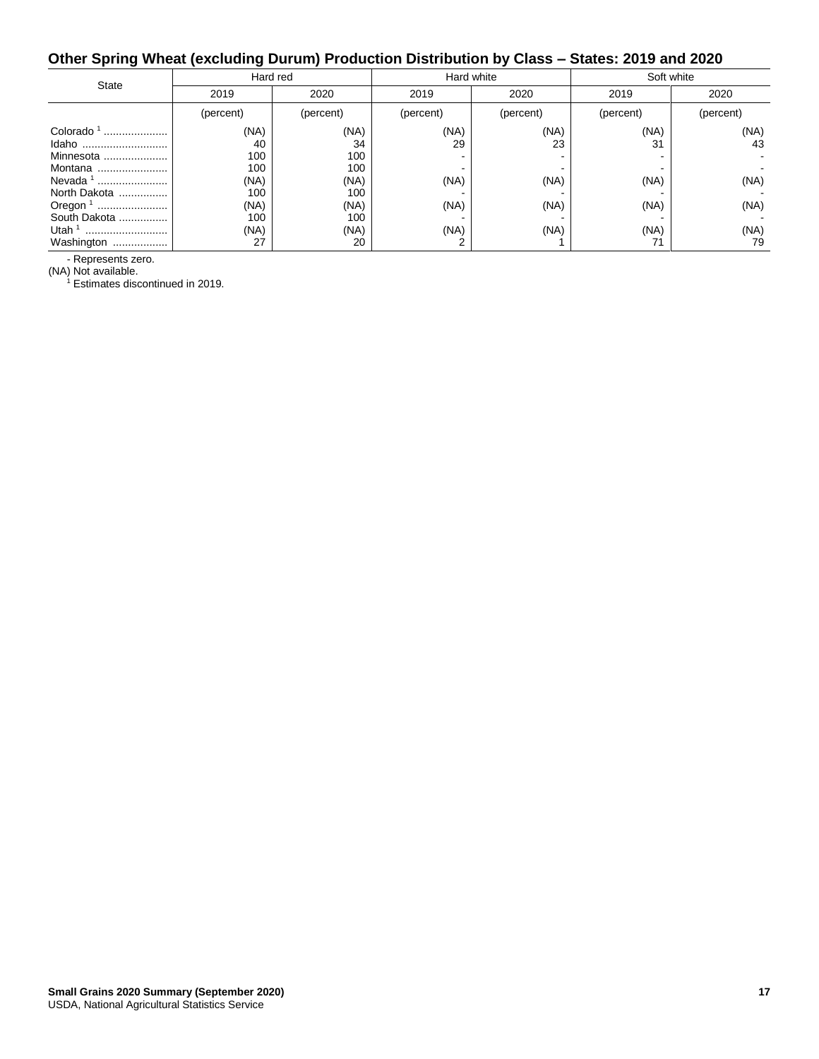## Other Spring Wheat (excluding Durum) Production Distribution by Class – States: 2019 and 2020

| State | Hard red | | Hard white | | Soft white | |
|---|---|---|---|---|---|---|
| | 2019 | 2020 | 2019 | 2020 | 2019 | 2020 |
| | (percent) | (percent) | (percent) | (percent) | (percent) | (percent) |
| Colorado [1] | (NA) | (NA) | (NA) | (NA) | (NA) | (NA) |
| Idaho | 40 | 34 | 29 | 23 | 31 | 43 |
| Minnesota | 100 | 100 | - | - | - | - |
| Montana | 100 | 100 | - | - | - | - |
| Nevada [1] | (NA) | (NA) | (NA) | (NA) | (NA) | (NA) |
| North Dakota | 100 | 100 | - | - | - | - |
| Oregon [1] | (NA) | (NA) | (NA) | (NA) | (NA) | (NA) |
| South Dakota | 100 | 100 | - | - | - | - |
| Utah [1] | (NA) | (NA) | (NA) | (NA) | (NA) | (NA) |
| Washington | 27 | 20 | 2 | 1 | 71 | 79 |

- Represents zero.
(NA) Not available.
[1] Estimates discontinued in 2019.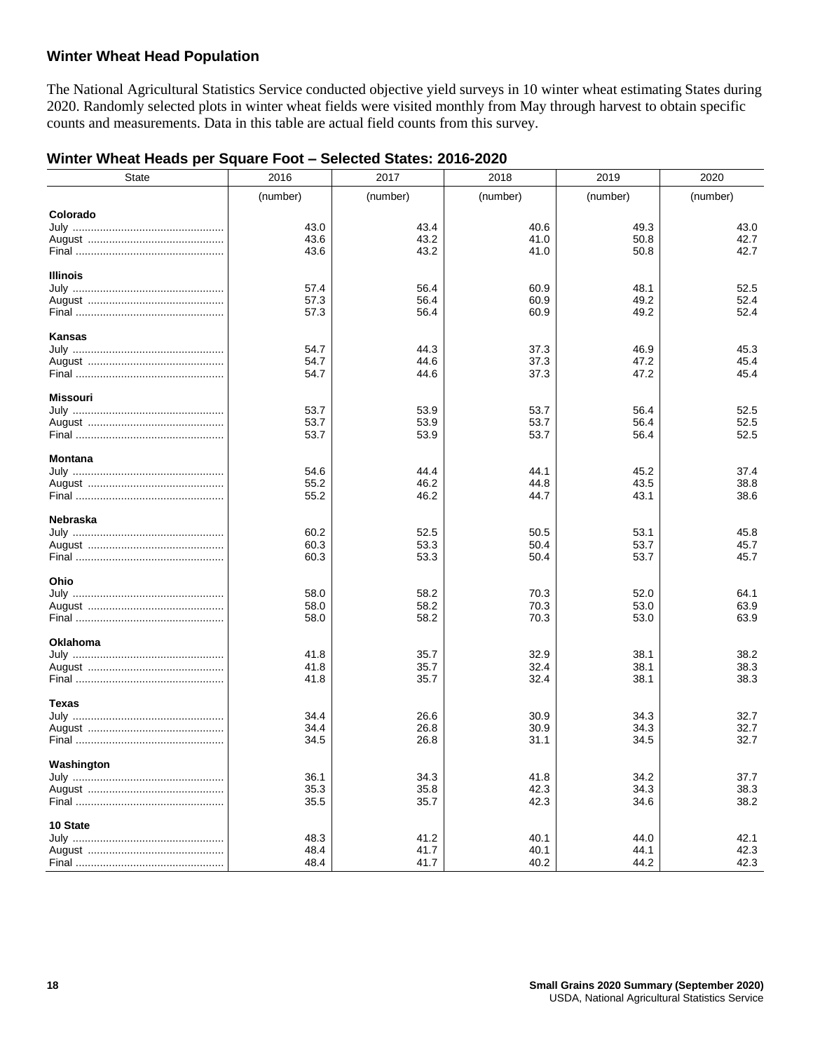## Winter Wheat Head Population

The National Agricultural Statistics Service conducted objective yield surveys in 10 winter wheat estimating States during 2020. Randomly selected plots in winter wheat fields were visited monthly from May through harvest to obtain specific counts and measurements. Data in this table are actual field counts from this survey.

### Winter Wheat Heads per Square Foot – Selected States: 2016-2020

| State | 2016 | 2017 | 2018 | 2019 | 2020 |
|---|---|---|---|---|---|
| | (number) | (number) | (number) | (number) | (number) |
| **Colorado** | | | | | |
| July | 43.0 | 43.4 | 40.6 | 49.3 | 43.0 |
| August | 43.6 | 43.2 | 41.0 | 50.8 | 42.7 |
| Final | 43.6 | 43.2 | 41.0 | 50.8 | 42.7 |
| **Illinois** | | | | | |
| July | 57.4 | 56.4 | 60.9 | 48.1 | 52.5 |
| August | 57.3 | 56.4 | 60.9 | 49.2 | 52.4 |
| Final | 57.3 | 56.4 | 60.9 | 49.2 | 52.4 |
| **Kansas** | | | | | |
| July | 54.7 | 44.3 | 37.3 | 46.9 | 45.3 |
| August | 54.7 | 44.6 | 37.3 | 47.2 | 45.4 |
| Final | 54.7 | 44.6 | 37.3 | 47.2 | 45.4 |
| **Missouri** | | | | | |
| July | 53.7 | 53.9 | 53.7 | 56.4 | 52.5 |
| August | 53.7 | 53.9 | 53.7 | 56.4 | 52.5 |
| Final | 53.7 | 53.9 | 53.7 | 56.4 | 52.5 |
| **Montana** | | | | | |
| July | 54.6 | 44.4 | 44.1 | 45.2 | 37.4 |
| August | 55.2 | 46.2 | 44.8 | 43.5 | 38.8 |
| Final | 55.2 | 46.2 | 44.7 | 43.1 | 38.6 |
| **Nebraska** | | | | | |
| July | 60.2 | 52.5 | 50.5 | 53.1 | 45.8 |
| August | 60.3 | 53.3 | 50.4 | 53.7 | 45.7 |
| Final | 60.3 | 53.3 | 50.4 | 53.7 | 45.7 |
| **Ohio** | | | | | |
| July | 58.0 | 58.2 | 70.3 | 52.0 | 64.1 |
| August | 58.0 | 58.2 | 70.3 | 53.0 | 63.9 |
| Final | 58.0 | 58.2 | 70.3 | 53.0 | 63.9 |
| **Oklahoma** | | | | | |
| July | 41.8 | 35.7 | 32.9 | 38.1 | 38.2 |
| August | 41.8 | 35.7 | 32.4 | 38.1 | 38.3 |
| Final | 41.8 | 35.7 | 32.4 | 38.1 | 38.3 |
| **Texas** | | | | | |
| July | 34.4 | 26.6 | 30.9 | 34.3 | 32.7 |
| August | 34.4 | 26.8 | 30.9 | 34.3 | 32.7 |
| Final | 34.5 | 26.8 | 31.1 | 34.5 | 32.7 |
| **Washington** | | | | | |
| July | 36.1 | 34.3 | 41.8 | 34.2 | 37.7 |
| August | 35.3 | 35.8 | 42.3 | 34.3 | 38.3 |
| Final | 35.5 | 35.7 | 42.3 | 34.6 | 38.2 |
| **10 State** | | | | | |
| July | 48.3 | 41.2 | 40.1 | 44.0 | 42.1 |
| August | 48.4 | 41.7 | 40.1 | 44.1 | 42.3 |
| Final | 48.4 | 41.7 | 40.2 | 44.2 | 42.3 |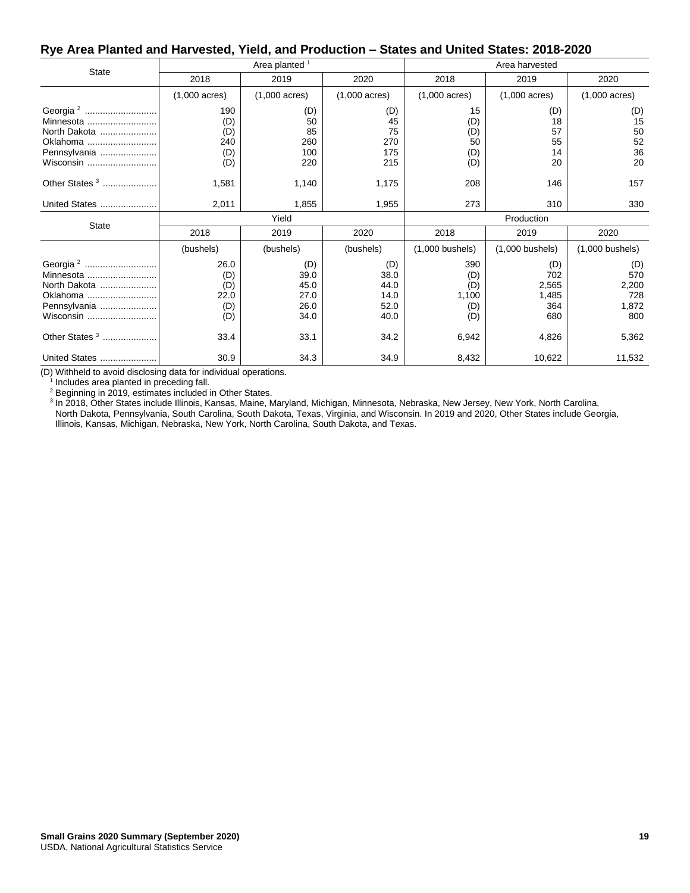## Rye Area Planted and Harvested, Yield, and Production – States and United States: 2018-2020

| State | Area planted [1] | | | Area harvested | | |
|---|---|---|---|---|---|---|
| | 2018 | 2019 | 2020 | 2018 | 2019 | 2020 |
| | (1,000 acres) | (1,000 acres) | (1,000 acres) | (1,000 acres) | (1,000 acres) | (1,000 acres) |
| Georgia [2] | 190 | (D) | (D) | 15 | (D) | (D) |
| Minnesota | (D) | 50 | 45 | (D) | 18 | 15 |
| North Dakota | (D) | 85 | 75 | (D) | 57 | 50 |
| Oklahoma | 240 | 260 | 270 | 50 | 55 | 52 |
| Pennsylvania | (D) | 100 | 175 | (D) | 14 | 36 |
| Wisconsin | (D) | 220 | 215 | (D) | 20 | 20 |
| Other States [3] | 1,581 | 1,140 | 1,175 | 208 | 146 | 157 |
| United States | 2,011 | 1,855 | 1,955 | 273 | 310 | 330 |

| State | Yield | | | Production | | |
|---|---|---|---|---|---|---|
| | 2018 | 2019 | 2020 | 2018 | 2019 | 2020 |
| | (bushels) | (bushels) | (bushels) | (1,000 bushels) | (1,000 bushels) | (1,000 bushels) |
| Georgia [2] | 26.0 | (D) | (D) | 390 | (D) | (D) |
| Minnesota | (D) | 39.0 | 38.0 | (D) | 702 | 570 |
| North Dakota | (D) | 45.0 | 44.0 | (D) | 2,565 | 2,200 |
| Oklahoma | 22.0 | 27.0 | 14.0 | 1,100 | 1,485 | 728 |
| Pennsylvania | (D) | 26.0 | 52.0 | (D) | 364 | 1,872 |
| Wisconsin | (D) | 34.0 | 40.0 | (D) | 680 | 800 |
| Other States [3] | 33.4 | 33.1 | 34.2 | 6,942 | 4,826 | 5,362 |
| United States | 30.9 | 34.3 | 34.9 | 8,432 | 10,622 | 11,532 |

(D) Withheld to avoid disclosing data for individual operations.
[1] Includes area planted in preceding fall.
[2] Beginning in 2019, estimates included in Other States.
[3] In 2018, Other States include Illinois, Kansas, Maine, Maryland, Michigan, Minnesota, Nebraska, New Jersey, New York, North Carolina, North Dakota, Pennsylvania, South Carolina, South Dakota, Texas, Virginia, and Wisconsin. In 2019 and 2020, Other States include Georgia, Illinois, Kansas, Michigan, Nebraska, New York, North Carolina, South Dakota, and Texas.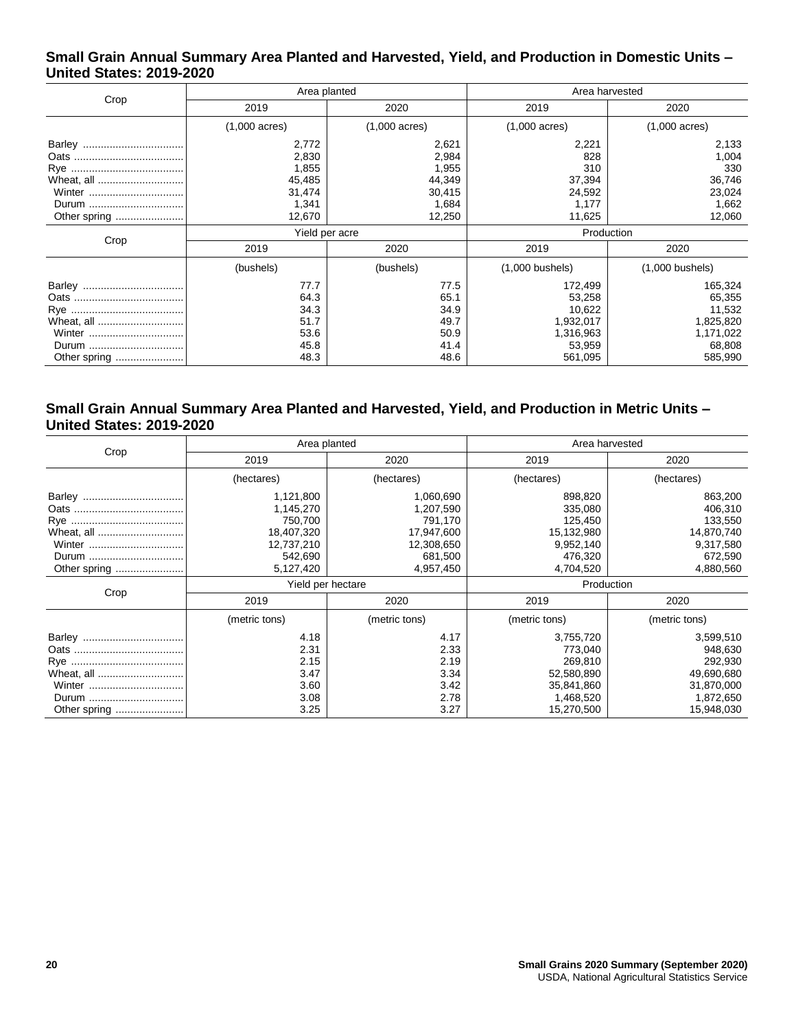## Small Grain Annual Summary Area Planted and Harvested, Yield, and Production in Domestic Units – United States: 2019-2020

| Crop | Area planted | | Area harvested | |
|---|---|---|---|---|
| | 2019 | 2020 | 2019 | 2020 |
| | (1,000 acres) | (1,000 acres) | (1,000 acres) | (1,000 acres) |
| Barley | 2,772 | 2,621 | 2,221 | 2,133 |
| Oats | 2,830 | 2,984 | 828 | 1,004 |
| Rye | 1,855 | 1,955 | 310 | 330 |
| Wheat, all | 45,485 | 44,349 | 37,394 | 36,746 |
| Winter | 31,474 | 30,415 | 24,592 | 23,024 |
| Durum | 1,341 | 1,684 | 1,177 | 1,662 |
| Other spring | 12,670 | 12,250 | 11,625 | 12,060 |
| Crop | Yield per acre | | Production | |
| | 2019 | 2020 | 2019 | 2020 |
| | (bushels) | (bushels) | (1,000 bushels) | (1,000 bushels) |
| Barley | 77.7 | 77.5 | 172,499 | 165,324 |
| Oats | 64.3 | 65.1 | 53,258 | 65,355 |
| Rye | 34.3 | 34.9 | 10,622 | 11,532 |
| Wheat, all | 51.7 | 49.7 | 1,932,017 | 1,825,820 |
| Winter | 53.6 | 50.9 | 1,316,963 | 1,171,022 |
| Durum | 45.8 | 41.4 | 53,959 | 68,808 |
| Other spring | 48.3 | 48.6 | 561,095 | 585,990 |

## Small Grain Annual Summary Area Planted and Harvested, Yield, and Production in Metric Units – United States: 2019-2020

| Crop | Area planted | | Area harvested | |
|---|---|---|---|---|
| | 2019 | 2020 | 2019 | 2020 |
| | (hectares) | (hectares) | (hectares) | (hectares) |
| Barley | 1,121,800 | 1,060,690 | 898,820 | 863,200 |
| Oats | 1,145,270 | 1,207,590 | 335,080 | 406,310 |
| Rye | 750,700 | 791,170 | 125,450 | 133,550 |
| Wheat, all | 18,407,320 | 17,947,600 | 15,132,980 | 14,870,740 |
| Winter | 12,737,210 | 12,308,650 | 9,952,140 | 9,317,580 |
| Durum | 542,690 | 681,500 | 476,320 | 672,590 |
| Other spring | 5,127,420 | 4,957,450 | 4,704,520 | 4,880,560 |
| Crop | Yield per hectare | | Production | |
| | 2019 | 2020 | 2019 | 2020 |
| | (metric tons) | (metric tons) | (metric tons) | (metric tons) |
| Barley | 4.18 | 4.17 | 3,755,720 | 3,599,510 |
| Oats | 2.31 | 2.33 | 773,040 | 948,630 |
| Rye | 2.15 | 2.19 | 269,810 | 292,930 |
| Wheat, all | 3.47 | 3.34 | 52,580,890 | 49,690,680 |
| Winter | 3.60 | 3.42 | 35,841,860 | 31,870,000 |
| Durum | 3.08 | 2.78 | 1,468,520 | 1,872,650 |
| Other spring | 3.25 | 3.27 | 15,270,500 | 15,948,030 |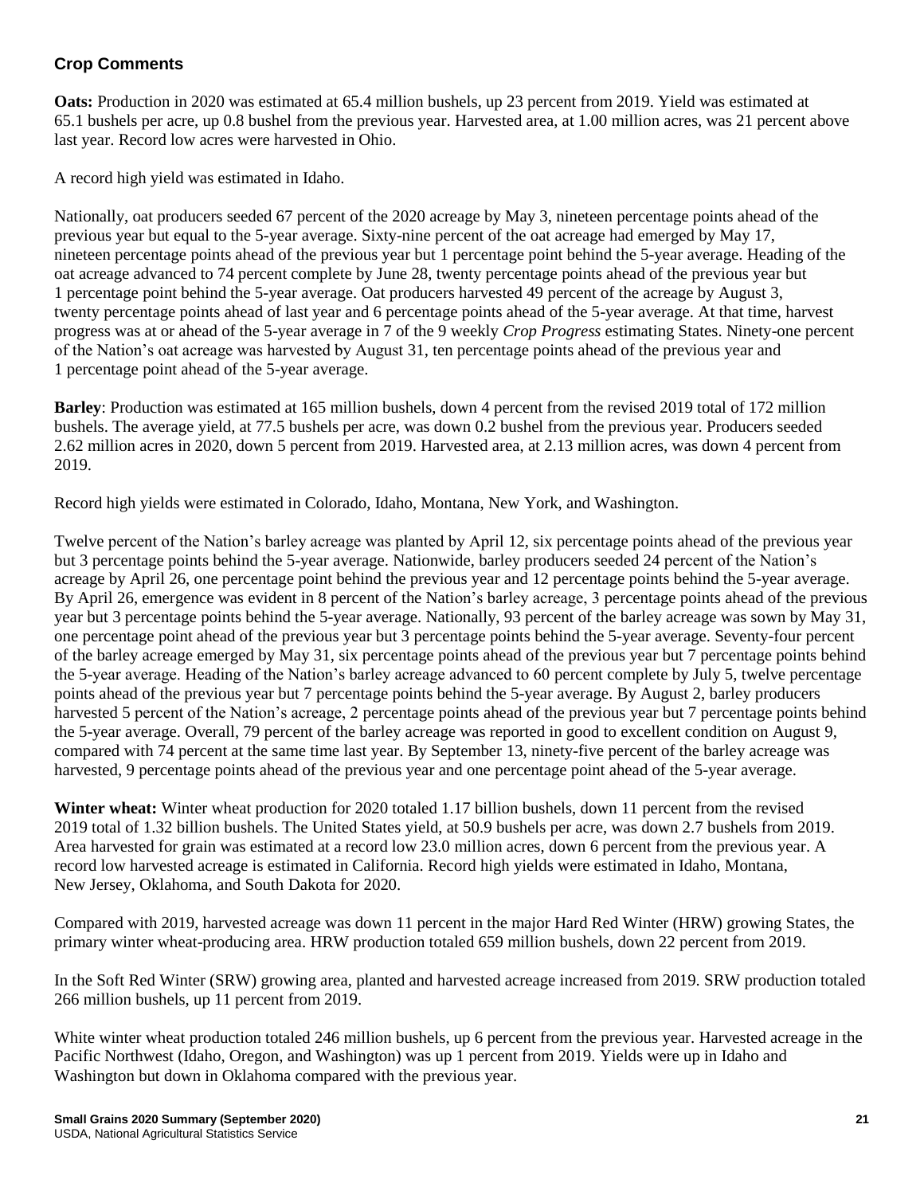## Crop Comments

**Oats:** Production in 2020 was estimated at 65.4 million bushels, up 23 percent from 2019. Yield was estimated at 65.1 bushels per acre, up 0.8 bushel from the previous year. Harvested area, at 1.00 million acres, was 21 percent above last year. Record low acres were harvested in Ohio.

A record high yield was estimated in Idaho.

Nationally, oat producers seeded 67 percent of the 2020 acreage by May 3, nineteen percentage points ahead of the previous year but equal to the 5-year average. Sixty-nine percent of the oat acreage had emerged by May 17, nineteen percentage points ahead of the previous year but 1 percentage point behind the 5-year average. Heading of the oat acreage advanced to 74 percent complete by June 28, twenty percentage points ahead of the previous year but 1 percentage point behind the 5-year average. Oat producers harvested 49 percent of the acreage by August 3, twenty percentage points ahead of last year and 6 percentage points ahead of the 5-year average. At that time, harvest progress was at or ahead of the 5-year average in 7 of the 9 weekly *Crop Progress* estimating States. Ninety-one percent of the Nation's oat acreage was harvested by August 31, ten percentage points ahead of the previous year and 1 percentage point ahead of the 5-year average.

**Barley**: Production was estimated at 165 million bushels, down 4 percent from the revised 2019 total of 172 million bushels. The average yield, at 77.5 bushels per acre, was down 0.2 bushel from the previous year. Producers seeded 2.62 million acres in 2020, down 5 percent from 2019. Harvested area, at 2.13 million acres, was down 4 percent from 2019.

Record high yields were estimated in Colorado, Idaho, Montana, New York, and Washington.

Twelve percent of the Nation's barley acreage was planted by April 12, six percentage points ahead of the previous year but 3 percentage points behind the 5-year average. Nationwide, barley producers seeded 24 percent of the Nation's acreage by April 26, one percentage point behind the previous year and 12 percentage points behind the 5-year average. By April 26, emergence was evident in 8 percent of the Nation's barley acreage, 3 percentage points ahead of the previous year but 3 percentage points behind the 5-year average. Nationally, 93 percent of the barley acreage was sown by May 31, one percentage point ahead of the previous year but 3 percentage points behind the 5-year average. Seventy-four percent of the barley acreage emerged by May 31, six percentage points ahead of the previous year but 7 percentage points behind the 5-year average. Heading of the Nation's barley acreage advanced to 60 percent complete by July 5, twelve percentage points ahead of the previous year but 7 percentage points behind the 5-year average. By August 2, barley producers harvested 5 percent of the Nation's acreage, 2 percentage points ahead of the previous year but 7 percentage points behind the 5-year average. Overall, 79 percent of the barley acreage was reported in good to excellent condition on August 9, compared with 74 percent at the same time last year. By September 13, ninety-five percent of the barley acreage was harvested, 9 percentage points ahead of the previous year and one percentage point ahead of the 5-year average.

**Winter wheat:** Winter wheat production for 2020 totaled 1.17 billion bushels, down 11 percent from the revised 2019 total of 1.32 billion bushels. The United States yield, at 50.9 bushels per acre, was down 2.7 bushels from 2019. Area harvested for grain was estimated at a record low 23.0 million acres, down 6 percent from the previous year. A record low harvested acreage is estimated in California. Record high yields were estimated in Idaho, Montana, New Jersey, Oklahoma, and South Dakota for 2020.

Compared with 2019, harvested acreage was down 11 percent in the major Hard Red Winter (HRW) growing States, the primary winter wheat-producing area. HRW production totaled 659 million bushels, down 22 percent from 2019.

In the Soft Red Winter (SRW) growing area, planted and harvested acreage increased from 2019. SRW production totaled 266 million bushels, up 11 percent from 2019.

White winter wheat production totaled 246 million bushels, up 6 percent from the previous year. Harvested acreage in the Pacific Northwest (Idaho, Oregon, and Washington) was up 1 percent from 2019. Yields were up in Idaho and Washington but down in Oklahoma compared with the previous year.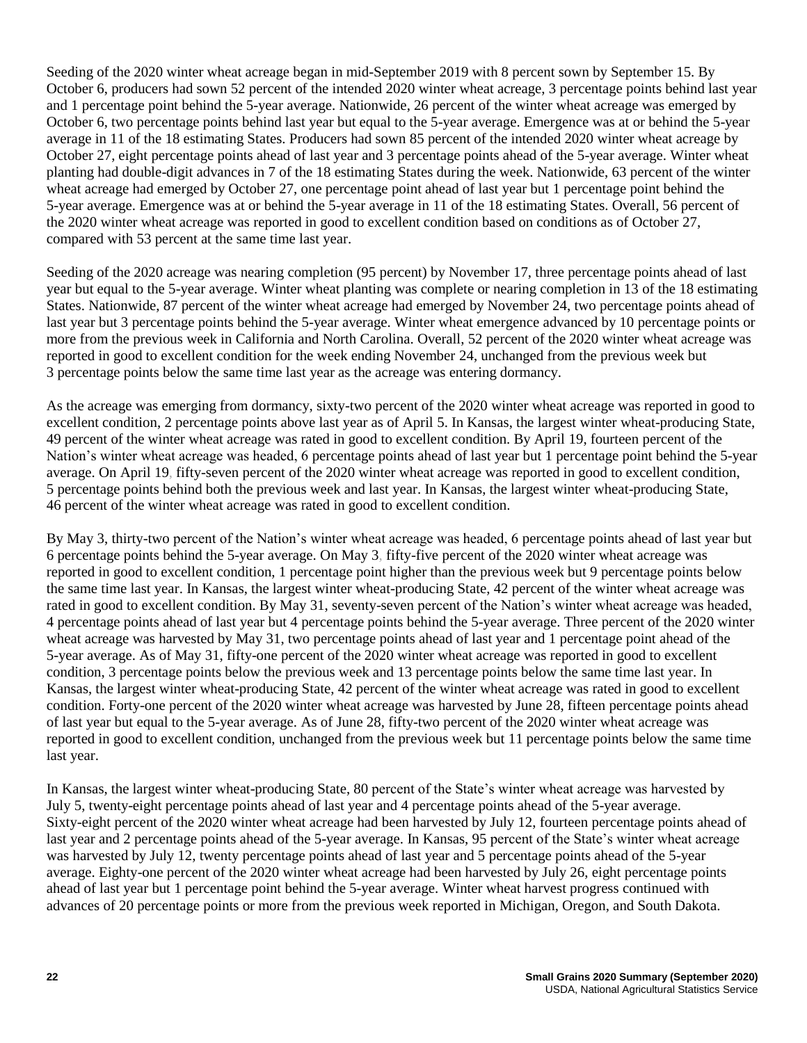Seeding of the 2020 winter wheat acreage began in mid-September 2019 with 8 percent sown by September 15. By October 6, producers had sown 52 percent of the intended 2020 winter wheat acreage, 3 percentage points behind last year and 1 percentage point behind the 5-year average. Nationwide, 26 percent of the winter wheat acreage was emerged by October 6, two percentage points behind last year but equal to the 5-year average. Emergence was at or behind the 5-year average in 11 of the 18 estimating States. Producers had sown 85 percent of the intended 2020 winter wheat acreage by October 27, eight percentage points ahead of last year and 3 percentage points ahead of the 5-year average. Winter wheat planting had double-digit advances in 7 of the 18 estimating States during the week. Nationwide, 63 percent of the winter wheat acreage had emerged by October 27, one percentage point ahead of last year but 1 percentage point behind the 5-year average. Emergence was at or behind the 5-year average in 11 of the 18 estimating States. Overall, 56 percent of the 2020 winter wheat acreage was reported in good to excellent condition based on conditions as of October 27, compared with 53 percent at the same time last year.

Seeding of the 2020 acreage was nearing completion (95 percent) by November 17, three percentage points ahead of last year but equal to the 5-year average. Winter wheat planting was complete or nearing completion in 13 of the 18 estimating States. Nationwide, 87 percent of the winter wheat acreage had emerged by November 24, two percentage points ahead of last year but 3 percentage points behind the 5-year average. Winter wheat emergence advanced by 10 percentage points or more from the previous week in California and North Carolina. Overall, 52 percent of the 2020 winter wheat acreage was reported in good to excellent condition for the week ending November 24, unchanged from the previous week but 3 percentage points below the same time last year as the acreage was entering dormancy.

As the acreage was emerging from dormancy, sixty-two percent of the 2020 winter wheat acreage was reported in good to excellent condition, 2 percentage points above last year as of April 5. In Kansas, the largest winter wheat-producing State, 49 percent of the winter wheat acreage was rated in good to excellent condition. By April 19, fourteen percent of the Nation's winter wheat acreage was headed, 6 percentage points ahead of last year but 1 percentage point behind the 5-year average. On April 19, fifty-seven percent of the 2020 winter wheat acreage was reported in good to excellent condition, 5 percentage points behind both the previous week and last year. In Kansas, the largest winter wheat-producing State, 46 percent of the winter wheat acreage was rated in good to excellent condition.

By May 3, thirty-two percent of the Nation's winter wheat acreage was headed, 6 percentage points ahead of last year but 6 percentage points behind the 5-year average. On May 3, fifty-five percent of the 2020 winter wheat acreage was reported in good to excellent condition, 1 percentage point higher than the previous week but 9 percentage points below the same time last year. In Kansas, the largest winter wheat-producing State, 42 percent of the winter wheat acreage was rated in good to excellent condition. By May 31, seventy-seven percent of the Nation's winter wheat acreage was headed, 4 percentage points ahead of last year but 4 percentage points behind the 5-year average. Three percent of the 2020 winter wheat acreage was harvested by May 31, two percentage points ahead of last year and 1 percentage point ahead of the 5-year average. As of May 31, fifty-one percent of the 2020 winter wheat acreage was reported in good to excellent condition, 3 percentage points below the previous week and 13 percentage points below the same time last year. In Kansas, the largest winter wheat-producing State, 42 percent of the winter wheat acreage was rated in good to excellent condition. Forty-one percent of the 2020 winter wheat acreage was harvested by June 28, fifteen percentage points ahead of last year but equal to the 5-year average. As of June 28, fifty-two percent of the 2020 winter wheat acreage was reported in good to excellent condition, unchanged from the previous week but 11 percentage points below the same time last year.

In Kansas, the largest winter wheat-producing State, 80 percent of the State's winter wheat acreage was harvested by July 5, twenty-eight percentage points ahead of last year and 4 percentage points ahead of the 5-year average. Sixty-eight percent of the 2020 winter wheat acreage had been harvested by July 12, fourteen percentage points ahead of last year and 2 percentage points ahead of the 5-year average. In Kansas, 95 percent of the State's winter wheat acreage was harvested by July 12, twenty percentage points ahead of last year and 5 percentage points ahead of the 5-year average. Eighty-one percent of the 2020 winter wheat acreage had been harvested by July 26, eight percentage points ahead of last year but 1 percentage point behind the 5-year average. Winter wheat harvest progress continued with advances of 20 percentage points or more from the previous week reported in Michigan, Oregon, and South Dakota.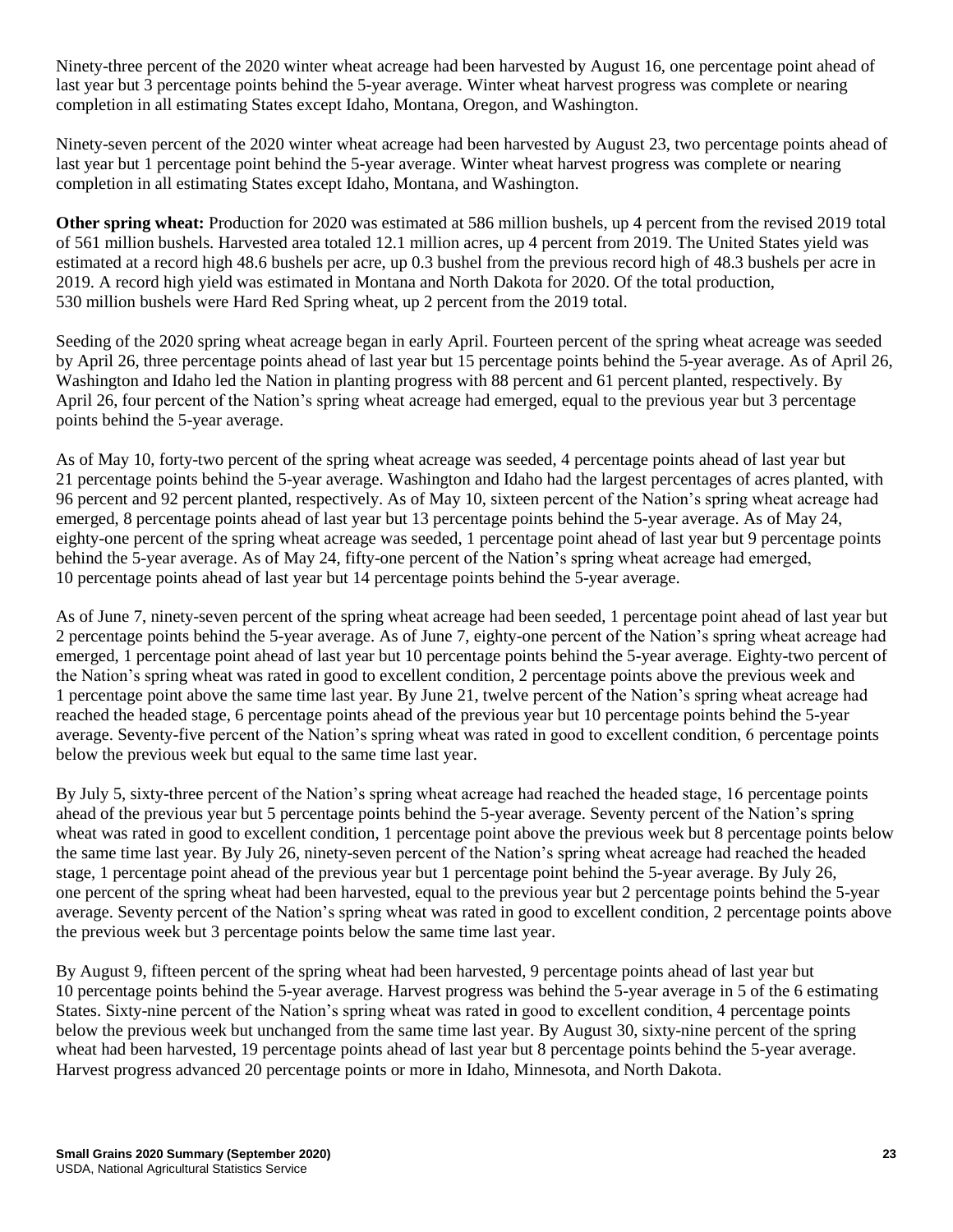Ninety-three percent of the 2020 winter wheat acreage had been harvested by August 16, one percentage point ahead of last year but 3 percentage points behind the 5-year average. Winter wheat harvest progress was complete or nearing completion in all estimating States except Idaho, Montana, Oregon, and Washington.

Ninety-seven percent of the 2020 winter wheat acreage had been harvested by August 23, two percentage points ahead of last year but 1 percentage point behind the 5-year average. Winter wheat harvest progress was complete or nearing completion in all estimating States except Idaho, Montana, and Washington.

**Other spring wheat:** Production for 2020 was estimated at 586 million bushels, up 4 percent from the revised 2019 total of 561 million bushels. Harvested area totaled 12.1 million acres, up 4 percent from 2019. The United States yield was estimated at a record high 48.6 bushels per acre, up 0.3 bushel from the previous record high of 48.3 bushels per acre in 2019. A record high yield was estimated in Montana and North Dakota for 2020. Of the total production, 530 million bushels were Hard Red Spring wheat, up 2 percent from the 2019 total.

Seeding of the 2020 spring wheat acreage began in early April. Fourteen percent of the spring wheat acreage was seeded by April 26, three percentage points ahead of last year but 15 percentage points behind the 5-year average. As of April 26, Washington and Idaho led the Nation in planting progress with 88 percent and 61 percent planted, respectively. By April 26, four percent of the Nation's spring wheat acreage had emerged, equal to the previous year but 3 percentage points behind the 5-year average.

As of May 10, forty-two percent of the spring wheat acreage was seeded, 4 percentage points ahead of last year but 21 percentage points behind the 5-year average. Washington and Idaho had the largest percentages of acres planted, with 96 percent and 92 percent planted, respectively. As of May 10, sixteen percent of the Nation's spring wheat acreage had emerged, 8 percentage points ahead of last year but 13 percentage points behind the 5-year average. As of May 24, eighty-one percent of the spring wheat acreage was seeded, 1 percentage point ahead of last year but 9 percentage points behind the 5-year average. As of May 24, fifty-one percent of the Nation's spring wheat acreage had emerged, 10 percentage points ahead of last year but 14 percentage points behind the 5-year average.

As of June 7, ninety-seven percent of the spring wheat acreage had been seeded, 1 percentage point ahead of last year but 2 percentage points behind the 5-year average. As of June 7, eighty-one percent of the Nation's spring wheat acreage had emerged, 1 percentage point ahead of last year but 10 percentage points behind the 5-year average. Eighty-two percent of the Nation's spring wheat was rated in good to excellent condition, 2 percentage points above the previous week and 1 percentage point above the same time last year. By June 21, twelve percent of the Nation's spring wheat acreage had reached the headed stage, 6 percentage points ahead of the previous year but 10 percentage points behind the 5-year average. Seventy-five percent of the Nation's spring wheat was rated in good to excellent condition, 6 percentage points below the previous week but equal to the same time last year.

By July 5, sixty-three percent of the Nation's spring wheat acreage had reached the headed stage, 16 percentage points ahead of the previous year but 5 percentage points behind the 5-year average. Seventy percent of the Nation's spring wheat was rated in good to excellent condition, 1 percentage point above the previous week but 8 percentage points below the same time last year. By July 26, ninety-seven percent of the Nation's spring wheat acreage had reached the headed stage, 1 percentage point ahead of the previous year but 1 percentage point behind the 5-year average. By July 26, one percent of the spring wheat had been harvested, equal to the previous year but 2 percentage points behind the 5-year average. Seventy percent of the Nation's spring wheat was rated in good to excellent condition, 2 percentage points above the previous week but 3 percentage points below the same time last year.

By August 9, fifteen percent of the spring wheat had been harvested, 9 percentage points ahead of last year but 10 percentage points behind the 5-year average. Harvest progress was behind the 5-year average in 5 of the 6 estimating States. Sixty-nine percent of the Nation's spring wheat was rated in good to excellent condition, 4 percentage points below the previous week but unchanged from the same time last year. By August 30, sixty-nine percent of the spring wheat had been harvested, 19 percentage points ahead of last year but 8 percentage points behind the 5-year average. Harvest progress advanced 20 percentage points or more in Idaho, Minnesota, and North Dakota.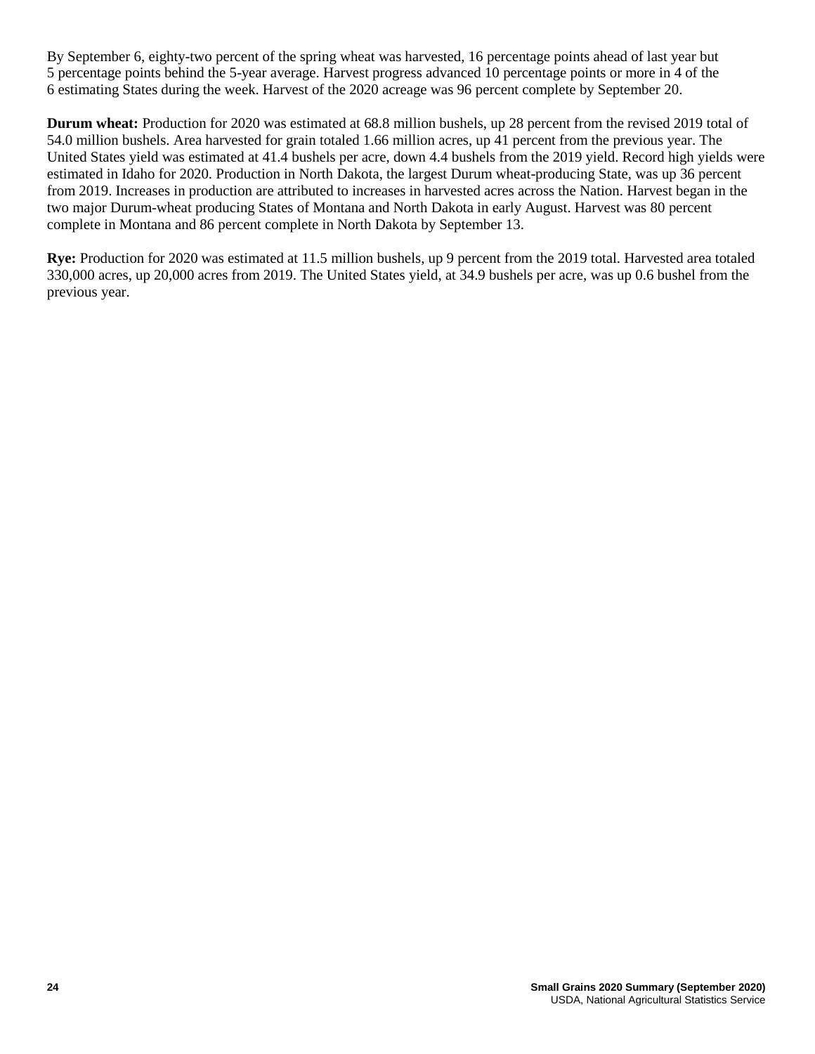By September 6, eighty-two percent of the spring wheat was harvested, 16 percentage points ahead of last year but 5 percentage points behind the 5-year average. Harvest progress advanced 10 percentage points or more in 4 of the 6 estimating States during the week. Harvest of the 2020 acreage was 96 percent complete by September 20.

**Durum wheat:** Production for 2020 was estimated at 68.8 million bushels, up 28 percent from the revised 2019 total of 54.0 million bushels. Area harvested for grain totaled 1.66 million acres, up 41 percent from the previous year. The United States yield was estimated at 41.4 bushels per acre, down 4.4 bushels from the 2019 yield. Record high yields were estimated in Idaho for 2020. Production in North Dakota, the largest Durum wheat-producing State, was up 36 percent from 2019. Increases in production are attributed to increases in harvested acres across the Nation. Harvest began in the two major Durum-wheat producing States of Montana and North Dakota in early August. Harvest was 80 percent complete in Montana and 86 percent complete in North Dakota by September 13.

**Rye:** Production for 2020 was estimated at 11.5 million bushels, up 9 percent from the 2019 total. Harvested area totaled 330,000 acres, up 20,000 acres from 2019. The United States yield, at 34.9 bushels per acre, was up 0.6 bushel from the previous year.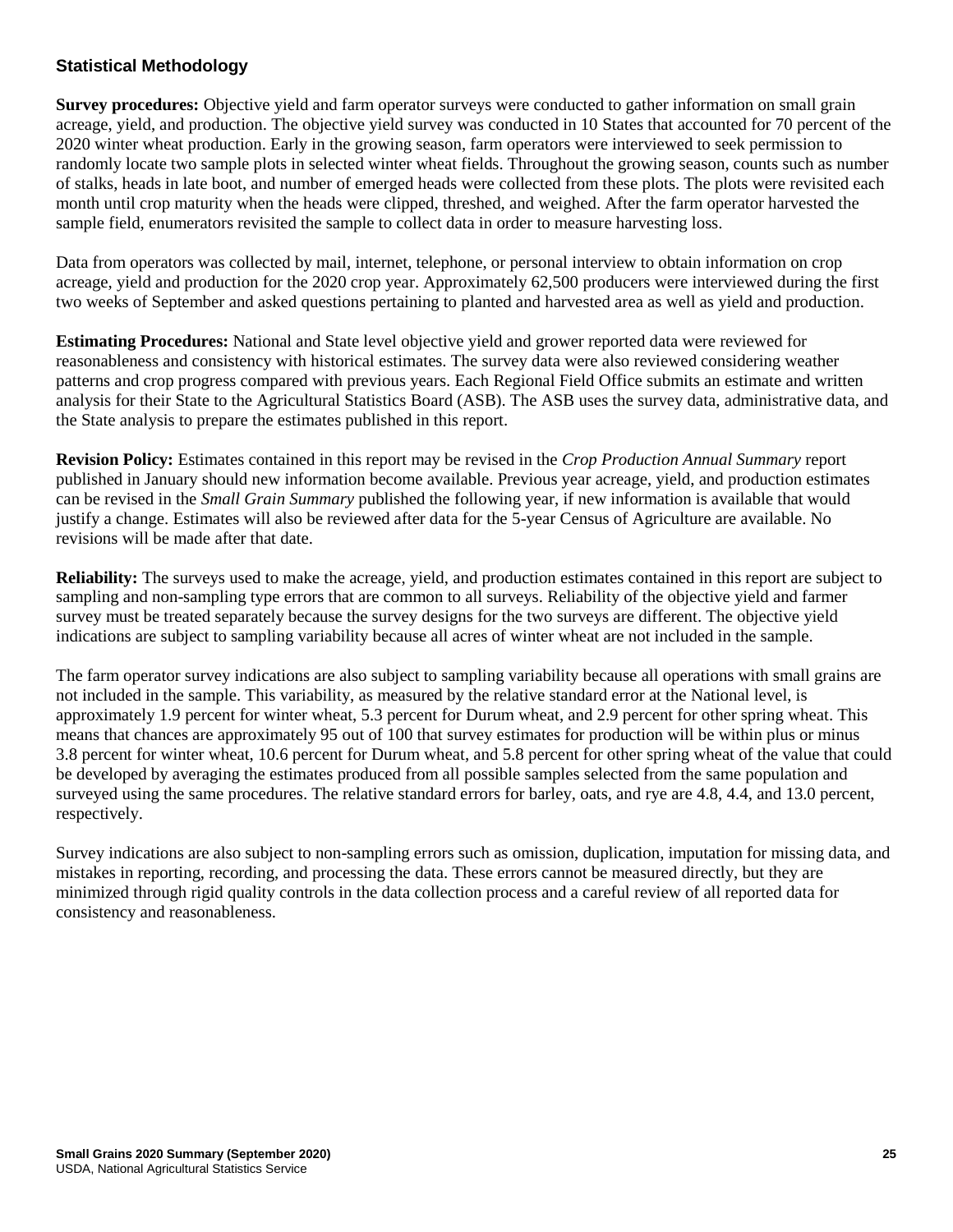## Statistical Methodology

**Survey procedures:** Objective yield and farm operator surveys were conducted to gather information on small grain acreage, yield, and production. The objective yield survey was conducted in 10 States that accounted for 70 percent of the 2020 winter wheat production. Early in the growing season, farm operators were interviewed to seek permission to randomly locate two sample plots in selected winter wheat fields. Throughout the growing season, counts such as number of stalks, heads in late boot, and number of emerged heads were collected from these plots. The plots were revisited each month until crop maturity when the heads were clipped, threshed, and weighed. After the farm operator harvested the sample field, enumerators revisited the sample to collect data in order to measure harvesting loss.

Data from operators was collected by mail, internet, telephone, or personal interview to obtain information on crop acreage, yield and production for the 2020 crop year. Approximately 62,500 producers were interviewed during the first two weeks of September and asked questions pertaining to planted and harvested area as well as yield and production.

**Estimating Procedures:** National and State level objective yield and grower reported data were reviewed for reasonableness and consistency with historical estimates. The survey data were also reviewed considering weather patterns and crop progress compared with previous years. Each Regional Field Office submits an estimate and written analysis for their State to the Agricultural Statistics Board (ASB). The ASB uses the survey data, administrative data, and the State analysis to prepare the estimates published in this report.

**Revision Policy:** Estimates contained in this report may be revised in the *Crop Production Annual Summary* report published in January should new information become available. Previous year acreage, yield, and production estimates can be revised in the *Small Grain Summary* published the following year, if new information is available that would justify a change. Estimates will also be reviewed after data for the 5-year Census of Agriculture are available. No revisions will be made after that date.

**Reliability:** The surveys used to make the acreage, yield, and production estimates contained in this report are subject to sampling and non-sampling type errors that are common to all surveys. Reliability of the objective yield and farmer survey must be treated separately because the survey designs for the two surveys are different. The objective yield indications are subject to sampling variability because all acres of winter wheat are not included in the sample.

The farm operator survey indications are also subject to sampling variability because all operations with small grains are not included in the sample. This variability, as measured by the relative standard error at the National level, is approximately 1.9 percent for winter wheat, 5.3 percent for Durum wheat, and 2.9 percent for other spring wheat. This means that chances are approximately 95 out of 100 that survey estimates for production will be within plus or minus 3.8 percent for winter wheat, 10.6 percent for Durum wheat, and 5.8 percent for other spring wheat of the value that could be developed by averaging the estimates produced from all possible samples selected from the same population and surveyed using the same procedures. The relative standard errors for barley, oats, and rye are 4.8, 4.4, and 13.0 percent, respectively.

Survey indications are also subject to non-sampling errors such as omission, duplication, imputation for missing data, and mistakes in reporting, recording, and processing the data. These errors cannot be measured directly, but they are minimized through rigid quality controls in the data collection process and a careful review of all reported data for consistency and reasonableness.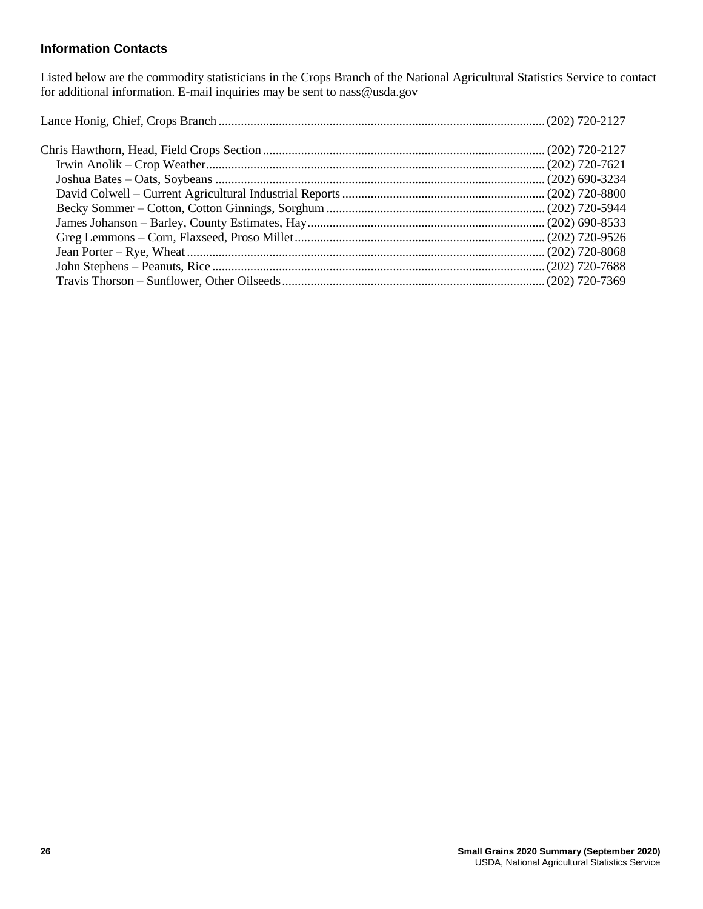## Information Contacts

Listed below are the commodity statisticians in the Crops Branch of the National Agricultural Statistics Service to contact for additional information. E-mail inquiries may be sent to nass@usda.gov

Lance Honig, Chief, Crops Branch ........................................ (202) 720-2127

Chris Hawthorn, Head, Field Crops Section ........................................ (202) 720-2127
- Irwin Anolik – Crop Weather ........................................ (202) 720-7621
- Joshua Bates – Oats, Soybeans ........................................ (202) 690-3234
- David Colwell – Current Agricultural Industrial Reports ........................................ (202) 720-8800
- Becky Sommer – Cotton, Cotton Ginnings, Sorghum ........................................ (202) 720-5944
- James Johanson – Barley, County Estimates, Hay ........................................ (202) 690-8533
- Greg Lemmons – Corn, Flaxseed, Proso Millet ........................................ (202) 720-9526
- Jean Porter – Rye, Wheat ........................................ (202) 720-8068
- John Stephens – Peanuts, Rice ........................................ (202) 720-7688
- Travis Thorson – Sunflower, Other Oilseeds ........................................ (202) 720-7369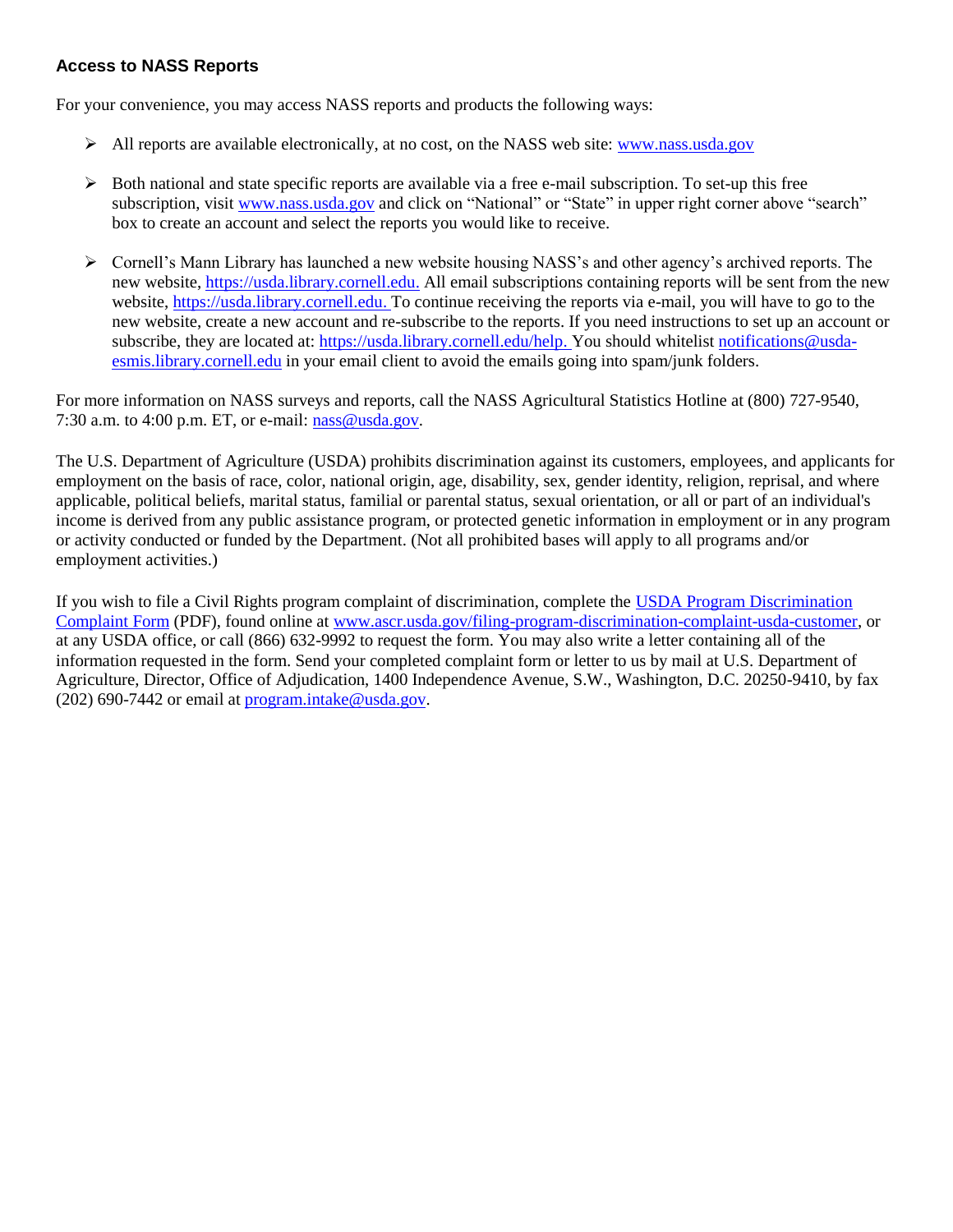### Access to NASS Reports

For your convenience, you may access NASS reports and products the following ways:

- All reports are available electronically, at no cost, on the NASS web site: www.nass.usda.gov
- Both national and state specific reports are available via a free e-mail subscription. To set-up this free subscription, visit www.nass.usda.gov and click on "National" or "State" in upper right corner above "search" box to create an account and select the reports you would like to receive.
- Cornell's Mann Library has launched a new website housing NASS's and other agency's archived reports. The new website, https://usda.library.cornell.edu. All email subscriptions containing reports will be sent from the new website, https://usda.library.cornell.edu. To continue receiving the reports via e-mail, you will have to go to the new website, create a new account and re-subscribe to the reports. If you need instructions to set up an account or subscribe, they are located at: https://usda.library.cornell.edu/help. You should whitelist notifications@usda-esmis.library.cornell.edu in your email client to avoid the emails going into spam/junk folders.

For more information on NASS surveys and reports, call the NASS Agricultural Statistics Hotline at (800) 727-9540, 7:30 a.m. to 4:00 p.m. ET, or e-mail: nass@usda.gov.

The U.S. Department of Agriculture (USDA) prohibits discrimination against its customers, employees, and applicants for employment on the basis of race, color, national origin, age, disability, sex, gender identity, religion, reprisal, and where applicable, political beliefs, marital status, familial or parental status, sexual orientation, or all or part of an individual's income is derived from any public assistance program, or protected genetic information in employment or in any program or activity conducted or funded by the Department. (Not all prohibited bases will apply to all programs and/or employment activities.)

If you wish to file a Civil Rights program complaint of discrimination, complete the USDA Program Discrimination Complaint Form (PDF), found online at www.ascr.usda.gov/filing-program-discrimination-complaint-usda-customer, or at any USDA office, or call (866) 632-9992 to request the form. You may also write a letter containing all of the information requested in the form. Send your completed complaint form or letter to us by mail at U.S. Department of Agriculture, Director, Office of Adjudication, 1400 Independence Avenue, S.W., Washington, D.C. 20250-9410, by fax (202) 690-7442 or email at program.intake@usda.gov.